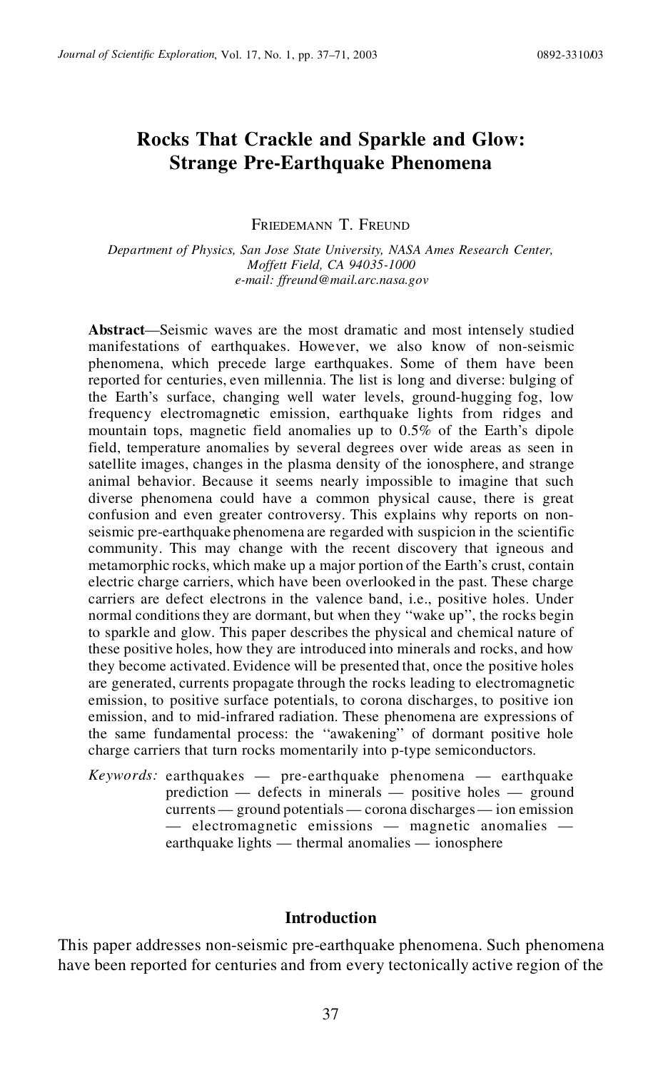# Rocks That Crackle and Sparkle and Glow: Strange Pre-Earthquake Phenomena

Friedemann T. Freund

*Department of Physics, San Jose State University, NASA Ames Research Center, Moffett Field, CA 94035-1000*
*e-mail: ffreund@mail.arc.nasa.gov*

**Abstract**—Seismic waves are the most dramatic and most intensely studied manifestations of earthquakes. However, we also know of non-seismic phenomena, which precede large earthquakes. Some of them have been reported for centuries, even millennia. The list is long and diverse: bulging of the Earth's surface, changing well water levels, ground-hugging fog, low frequency electromagnetic emission, earthquake lights from ridges and mountain tops, magnetic field anomalies up to 0.5% of the Earth's dipole field, temperature anomalies by several degrees over wide areas as seen in satellite images, changes in the plasma density of the ionosphere, and strange animal behavior. Because it seems nearly impossible to imagine that such diverse phenomena could have a common physical cause, there is great confusion and even greater controversy. This explains why reports on non-seismic pre-earthquake phenomena are regarded with suspicion in the scientific community. This may change with the recent discovery that igneous and metamorphic rocks, which make up a major portion of the Earth's crust, contain electric charge carriers, which have been overlooked in the past. These charge carriers are defect electrons in the valence band, i.e., positive holes. Under normal conditions they are dormant, but when they "wake up", the rocks begin to sparkle and glow. This paper describes the physical and chemical nature of these positive holes, how they are introduced into minerals and rocks, and how they become activated. Evidence will be presented that, once the positive holes are generated, currents propagate through the rocks leading to electromagnetic emission, to positive surface potentials, to corona discharges, to positive ion emission, and to mid-infrared radiation. These phenomena are expressions of the same fundamental process: the "awakening" of dormant positive hole charge carriers that turn rocks momentarily into p-type semiconductors.

*Keywords:* earthquakes — pre-earthquake phenomena — earthquake prediction — defects in minerals — positive holes — ground currents — ground potentials — corona discharges — ion emission — electromagnetic emissions — magnetic anomalies — earthquake lights — thermal anomalies — ionosphere

## Introduction

This paper addresses non-seismic pre-earthquake phenomena. Such phenomena have been reported for centuries and from every tectonically active region of the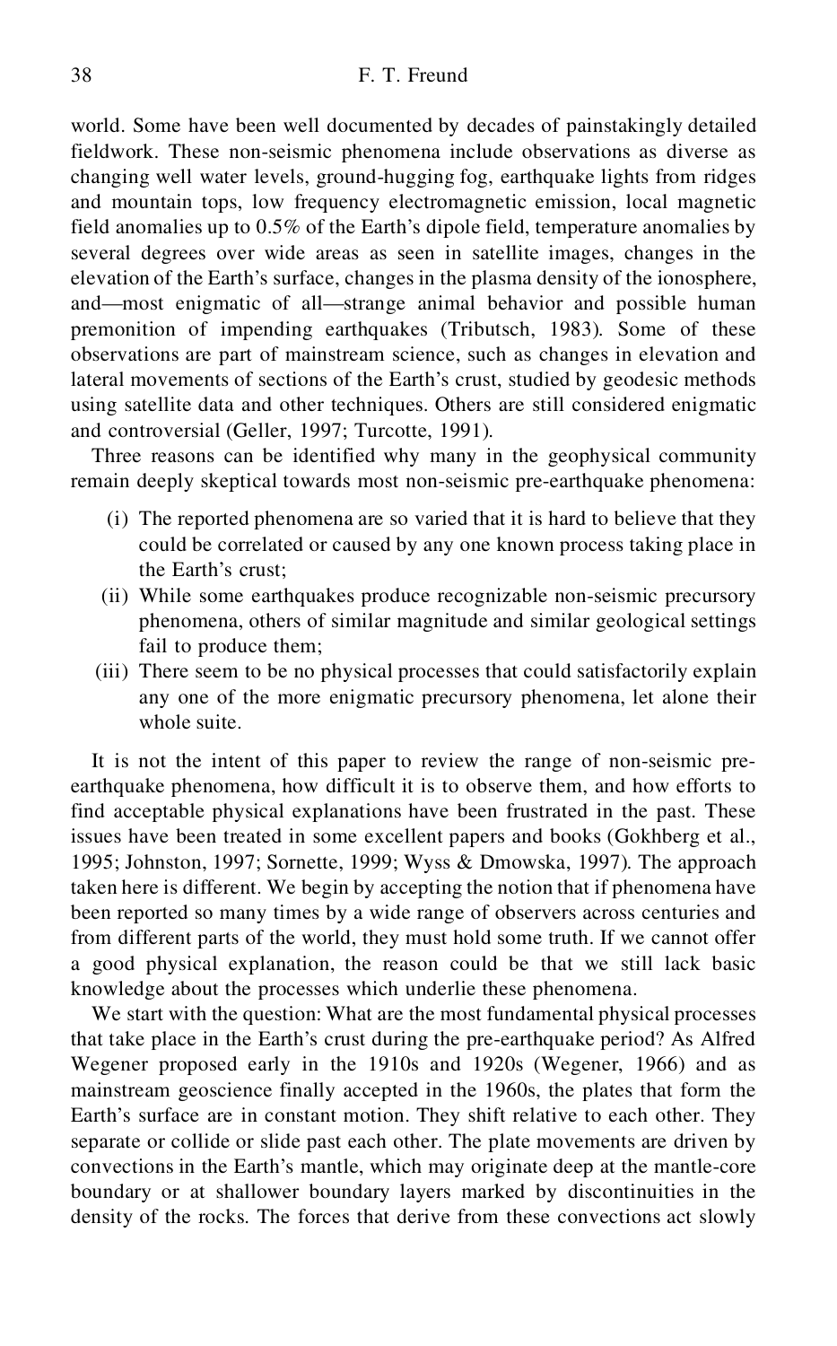world. Some have been well documented by decades of painstakingly detailed fieldwork. These non-seismic phenomena include observations as diverse as changing well water levels, ground-hugging fog, earthquake lights from ridges and mountain tops, low frequency electromagnetic emission, local magnetic field anomalies up to 0.5% of the Earth's dipole field, temperature anomalies by several degrees over wide areas as seen in satellite images, changes in the elevation of the Earth's surface, changes in the plasma density of the ionosphere, and—most enigmatic of all—strange animal behavior and possible human premonition of impending earthquakes (Tributsch, 1983). Some of these observations are part of mainstream science, such as changes in elevation and lateral movements of sections of the Earth's crust, studied by geodesic methods using satellite data and other techniques. Others are still considered enigmatic and controversial (Geller, 1997; Turcotte, 1991).

Three reasons can be identified why many in the geophysical community remain deeply skeptical towards most non-seismic pre-earthquake phenomena:

- (i) The reported phenomena are so varied that it is hard to believe that they could be correlated or caused by any one known process taking place in the Earth's crust;
- (ii) While some earthquakes produce recognizable non-seismic precursory phenomena, others of similar magnitude and similar geological settings fail to produce them;
- (iii) There seem to be no physical processes that could satisfactorily explain any one of the more enigmatic precursory phenomena, let alone their whole suite.

It is not the intent of this paper to review the range of non-seismic pre-earthquake phenomena, how difficult it is to observe them, and how efforts to find acceptable physical explanations have been frustrated in the past. These issues have been treated in some excellent papers and books (Gokhberg et al., 1995; Johnston, 1997; Sornette, 1999; Wyss & Dmowska, 1997). The approach taken here is different. We begin by accepting the notion that if phenomena have been reported so many times by a wide range of observers across centuries and from different parts of the world, they must hold some truth. If we cannot offer a good physical explanation, the reason could be that we still lack basic knowledge about the processes which underlie these phenomena.

We start with the question: What are the most fundamental physical processes that take place in the Earth's crust during the pre-earthquake period? As Alfred Wegener proposed early in the 1910s and 1920s (Wegener, 1966) and as mainstream geoscience finally accepted in the 1960s, the plates that form the Earth's surface are in constant motion. They shift relative to each other. They separate or collide or slide past each other. The plate movements are driven by convections in the Earth's mantle, which may originate deep at the mantle-core boundary or at shallower boundary layers marked by discontinuities in the density of the rocks. The forces that derive from these convections act slowly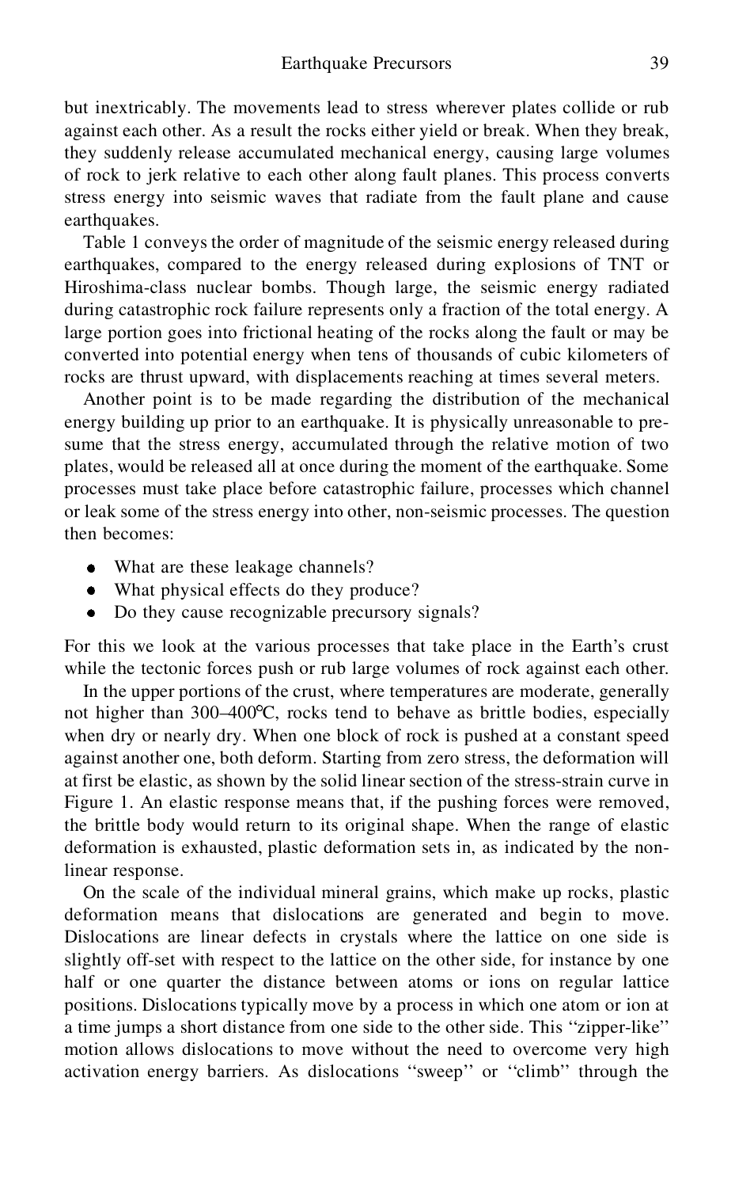but inextricably. The movements lead to stress wherever plates collide or rub against each other. As a result the rocks either yield or break. When they break, they suddenly release accumulated mechanical energy, causing large volumes of rock to jerk relative to each other along fault planes. This process converts stress energy into seismic waves that radiate from the fault plane and cause earthquakes.

Table 1 conveys the order of magnitude of the seismic energy released during earthquakes, compared to the energy released during explosions of TNT or Hiroshima-class nuclear bombs. Though large, the seismic energy radiated during catastrophic rock failure represents only a fraction of the total energy. A large portion goes into frictional heating of the rocks along the fault or may be converted into potential energy when tens of thousands of cubic kilometers of rocks are thrust upward, with displacements reaching at times several meters.

Another point is to be made regarding the distribution of the mechanical energy building up prior to an earthquake. It is physically unreasonable to presume that the stress energy, accumulated through the relative motion of two plates, would be released all at once during the moment of the earthquake. Some processes must take place before catastrophic failure, processes which channel or leak some of the stress energy into other, non-seismic processes. The question then becomes:

- What are these leakage channels?
- What physical effects do they produce?
- Do they cause recognizable precursory signals?

For this we look at the various processes that take place in the Earth's crust while the tectonic forces push or rub large volumes of rock against each other.

In the upper portions of the crust, where temperatures are moderate, generally not higher than 300–400°C, rocks tend to behave as brittle bodies, especially when dry or nearly dry. When one block of rock is pushed at a constant speed against another one, both deform. Starting from zero stress, the deformation will at first be elastic, as shown by the solid linear section of the stress-strain curve in Figure 1. An elastic response means that, if the pushing forces were removed, the brittle body would return to its original shape. When the range of elastic deformation is exhausted, plastic deformation sets in, as indicated by the non-linear response.

On the scale of the individual mineral grains, which make up rocks, plastic deformation means that dislocations are generated and begin to move. Dislocations are linear defects in crystals where the lattice on one side is slightly off-set with respect to the lattice on the other side, for instance by one half or one quarter the distance between atoms or ions on regular lattice positions. Dislocations typically move by a process in which one atom or ion at a time jumps a short distance from one side to the other side. This "zipper-like" motion allows dislocations to move without the need to overcome very high activation energy barriers. As dislocations "sweep" or "climb" through the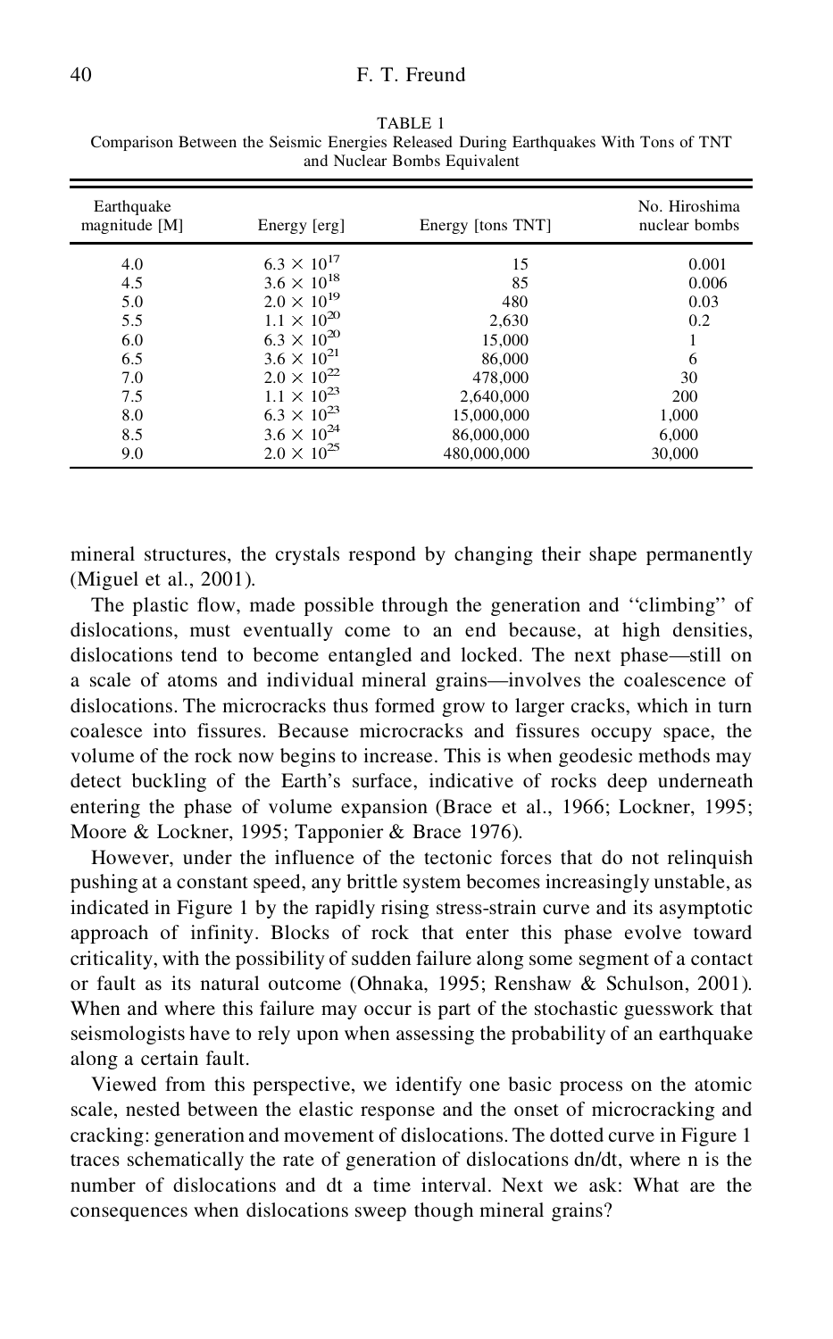TABLE 1
Comparison Between the Seismic Energies Released During Earthquakes With Tons of TNT and Nuclear Bombs Equivalent

| Earthquake magnitude [M] | Energy [erg] | Energy [tons TNT] | No. Hiroshima nuclear bombs |
|---|---|---|---|
| 4.0 | $6.3 \times 10^{17}$ | 15 | 0.001 |
| 4.5 | $3.6 \times 10^{18}$ | 85 | 0.006 |
| 5.0 | $2.0 \times 10^{19}$ | 480 | 0.03 |
| 5.5 | $1.1 \times 10^{20}$ | 2,630 | 0.2 |
| 6.0 | $6.3 \times 10^{20}$ | 15,000 | 1 |
| 6.5 | $3.6 \times 10^{21}$ | 86,000 | 6 |
| 7.0 | $2.0 \times 10^{22}$ | 478,000 | 30 |
| 7.5 | $1.1 \times 10^{23}$ | 2,640,000 | 200 |
| 8.0 | $6.3 \times 10^{23}$ | 15,000,000 | 1,000 |
| 8.5 | $3.6 \times 10^{24}$ | 86,000,000 | 6,000 |
| 9.0 | $2.0 \times 10^{25}$ | 480,000,000 | 30,000 |

mineral structures, the crystals respond by changing their shape permanently (Miguel et al., 2001).

The plastic flow, made possible through the generation and ''climbing'' of dislocations, must eventually come to an end because, at high densities, dislocations tend to become entangled and locked. The next phase—still on a scale of atoms and individual mineral grains—involves the coalescence of dislocations. The microcracks thus formed grow to larger cracks, which in turn coalesce into fissures. Because microcracks and fissures occupy space, the volume of the rock now begins to increase. This is when geodesic methods may detect buckling of the Earth's surface, indicative of rocks deep underneath entering the phase of volume expansion (Brace et al., 1966; Lockner, 1995; Moore & Lockner, 1995; Tapponier & Brace 1976).

However, under the influence of the tectonic forces that do not relinquish pushing at a constant speed, any brittle system becomes increasingly unstable, as indicated in Figure 1 by the rapidly rising stress-strain curve and its asymptotic approach of infinity. Blocks of rock that enter this phase evolve toward criticality, with the possibility of sudden failure along some segment of a contact or fault as its natural outcome (Ohnaka, 1995; Renshaw & Schulson, 2001). When and where this failure may occur is part of the stochastic guesswork that seismologists have to rely upon when assessing the probability of an earthquake along a certain fault.

Viewed from this perspective, we identify one basic process on the atomic scale, nested between the elastic response and the onset of microcracking and cracking: generation and movement of dislocations. The dotted curve in Figure 1 traces schematically the rate of generation of dislocations $dn/dt$, where n is the number of dislocations and dt a time interval. Next we ask: What are the consequences when dislocations sweep though mineral grains?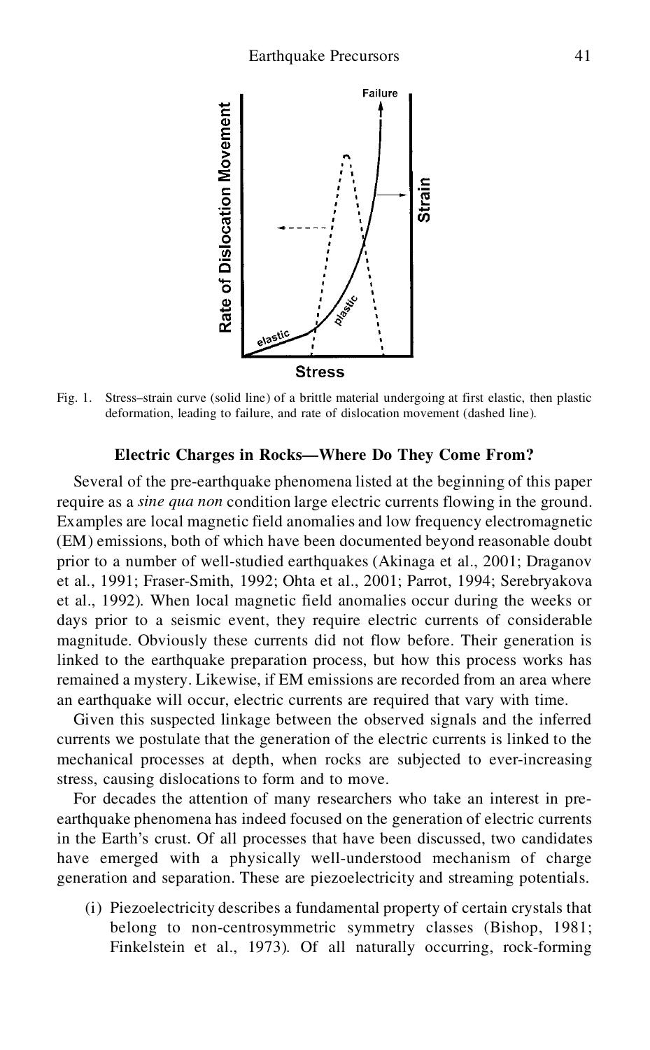Fig. 1. Stress–strain curve (solid line) of a brittle material undergoing at first elastic, then plastic deformation, leading to failure, and rate of dislocation movement (dashed line).

### Electric Charges in Rocks—Where Do They Come From?

Several of the pre-earthquake phenomena listed at the beginning of this paper require as a *sine qua non* condition large electric currents flowing in the ground. Examples are local magnetic field anomalies and low frequency electromagnetic (EM) emissions, both of which have been documented beyond reasonable doubt prior to a number of well-studied earthquakes (Akinaga et al., 2001; Draganov et al., 1991; Fraser-Smith, 1992; Ohta et al., 2001; Parrot, 1994; Serebryakova et al., 1992). When local magnetic field anomalies occur during the weeks or days prior to a seismic event, they require electric currents of considerable magnitude. Obviously these currents did not flow before. Their generation is linked to the earthquake preparation process, but how this process works has remained a mystery. Likewise, if EM emissions are recorded from an area where an earthquake will occur, electric currents are required that vary with time.

Given this suspected linkage between the observed signals and the inferred currents we postulate that the generation of the electric currents is linked to the mechanical processes at depth, when rocks are subjected to ever-increasing stress, causing dislocations to form and to move.

For decades the attention of many researchers who take an interest in pre-earthquake phenomena has indeed focused on the generation of electric currents in the Earth's crust. Of all processes that have been discussed, two candidates have emerged with a physically well-understood mechanism of charge generation and separation. These are piezoelectricity and streaming potentials.

(i) Piezoelectricity describes a fundamental property of certain crystals that belong to non-centrosymmetric symmetry classes (Bishop, 1981; Finkelstein et al., 1973). Of all naturally occurring, rock-forming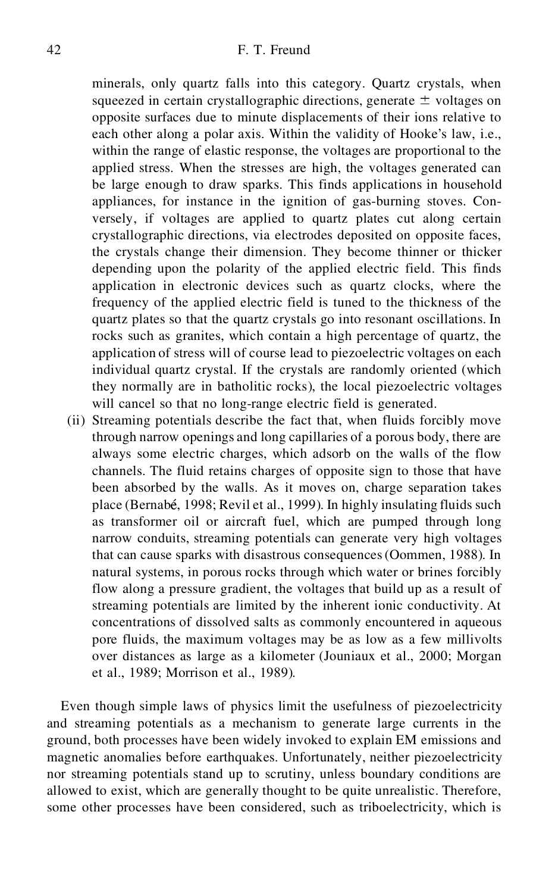minerals, only quartz falls into this category. Quartz crystals, when squeezed in certain crystallographic directions, generate ± voltages on opposite surfaces due to minute displacements of their ions relative to each other along a polar axis. Within the validity of Hooke's law, i.e., within the range of elastic response, the voltages are proportional to the applied stress. When the stresses are high, the voltages generated can be large enough to draw sparks. This finds applications in household appliances, for instance in the ignition of gas-burning stoves. Conversely, if voltages are applied to quartz plates cut along certain crystallographic directions, via electrodes deposited on opposite faces, the crystals change their dimension. They become thinner or thicker depending upon the polarity of the applied electric field. This finds application in electronic devices such as quartz clocks, where the frequency of the applied electric field is tuned to the thickness of the quartz plates so that the quartz crystals go into resonant oscillations. In rocks such as granites, which contain a high percentage of quartz, the application of stress will of course lead to piezoelectric voltages on each individual quartz crystal. If the crystals are randomly oriented (which they normally are in batholitic rocks), the local piezoelectric voltages will cancel so that no long-range electric field is generated.

(ii) Streaming potentials describe the fact that, when fluids forcibly move through narrow openings and long capillaries of a porous body, there are always some electric charges, which adsorb on the walls of the flow channels. The fluid retains charges of opposite sign to those that have been absorbed by the walls. As it moves on, charge separation takes place (Bernabé, 1998; Revil et al., 1999). In highly insulating fluids such as transformer oil or aircraft fuel, which are pumped through long narrow conduits, streaming potentials can generate very high voltages that can cause sparks with disastrous consequences (Oommen, 1988). In natural systems, in porous rocks through which water or brines forcibly flow along a pressure gradient, the voltages that build up as a result of streaming potentials are limited by the inherent ionic conductivity. At concentrations of dissolved salts as commonly encountered in aqueous pore fluids, the maximum voltages may be as low as a few millivolts over distances as large as a kilometer (Jouniaux et al., 2000; Morgan et al., 1989; Morrison et al., 1989).

Even though simple laws of physics limit the usefulness of piezoelectricity and streaming potentials as a mechanism to generate large currents in the ground, both processes have been widely invoked to explain EM emissions and magnetic anomalies before earthquakes. Unfortunately, neither piezoelectricity nor streaming potentials stand up to scrutiny, unless boundary conditions are allowed to exist, which are generally thought to be quite unrealistic. Therefore, some other processes have been considered, such as triboelectricity, which is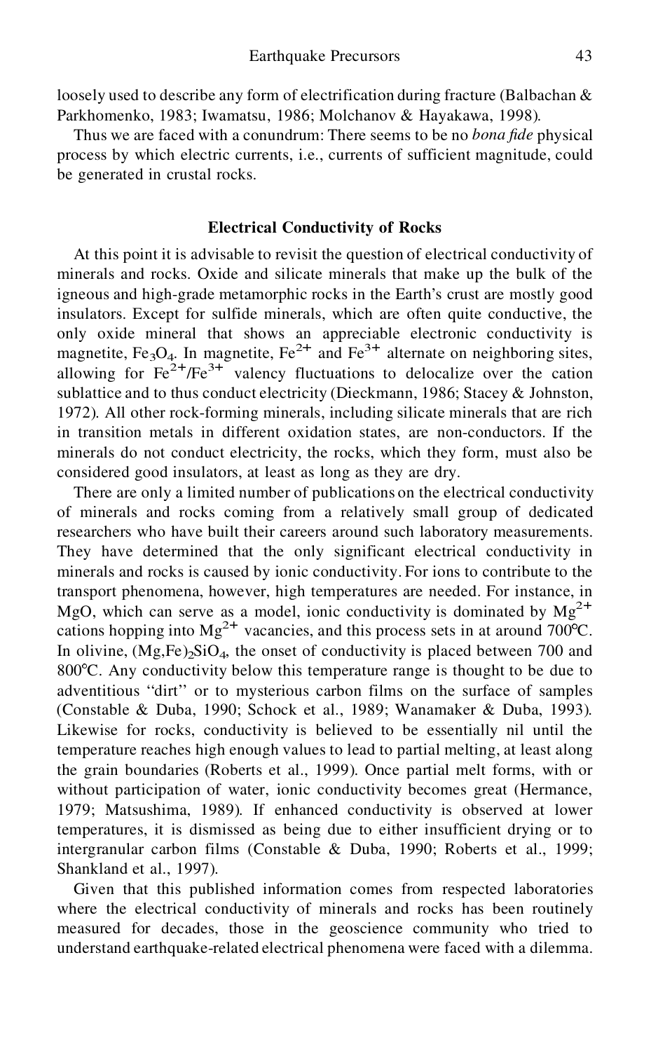loosely used to describe any form of electrification during fracture (Balbachan & Parkhomenko, 1983; Iwamatsu, 1986; Molchanov & Hayakawa, 1998).

Thus we are faced with a conundrum: There seems to be no *bona fide* physical process by which electric currents, i.e., currents of sufficient magnitude, could be generated in crustal rocks.

## Electrical Conductivity of Rocks

At this point it is advisable to revisit the question of electrical conductivity of minerals and rocks. Oxide and silicate minerals that make up the bulk of the igneous and high-grade metamorphic rocks in the Earth's crust are mostly good insulators. Except for sulfide minerals, which are often quite conductive, the only oxide mineral that shows an appreciable electronic conductivity is magnetite, $Fe_3O_4$. In magnetite, $Fe^{2+}$ and $Fe^{3+}$ alternate on neighboring sites, allowing for $Fe^{2+}/Fe^{3+}$ valency fluctuations to delocalize over the cation sublattice and to thus conduct electricity (Dieckmann, 1986; Stacey & Johnston, 1972). All other rock-forming minerals, including silicate minerals that are rich in transition metals in different oxidation states, are non-conductors. If the minerals do not conduct electricity, the rocks, which they form, must also be considered good insulators, at least as long as they are dry.

There are only a limited number of publications on the electrical conductivity of minerals and rocks coming from a relatively small group of dedicated researchers who have built their careers around such laboratory measurements. They have determined that the only significant electrical conductivity in minerals and rocks is caused by ionic conductivity. For ions to contribute to the transport phenomena, however, high temperatures are needed. For instance, in MgO, which can serve as a model, ionic conductivity is dominated by $Mg^{2+}$ cations hopping into $Mg^{2+}$ vacancies, and this process sets in at around 700°C. In olivine, $(Mg,Fe)_2SiO_4$, the onset of conductivity is placed between 700 and 800°C. Any conductivity below this temperature range is thought to be due to adventitious "dirt" or to mysterious carbon films on the surface of samples (Constable & Duba, 1990; Schock et al., 1989; Wanamaker & Duba, 1993). Likewise for rocks, conductivity is believed to be essentially nil until the temperature reaches high enough values to lead to partial melting, at least along the grain boundaries (Roberts et al., 1999). Once partial melt forms, with or without participation of water, ionic conductivity becomes great (Hermance, 1979; Matsushima, 1989). If enhanced conductivity is observed at lower temperatures, it is dismissed as being due to either insufficient drying or to intergranular carbon films (Constable & Duba, 1990; Roberts et al., 1999; Shankland et al., 1997).

Given that this published information comes from respected laboratories where the electrical conductivity of minerals and rocks has been routinely measured for decades, those in the geoscience community who tried to understand earthquake-related electrical phenomena were faced with a dilemma.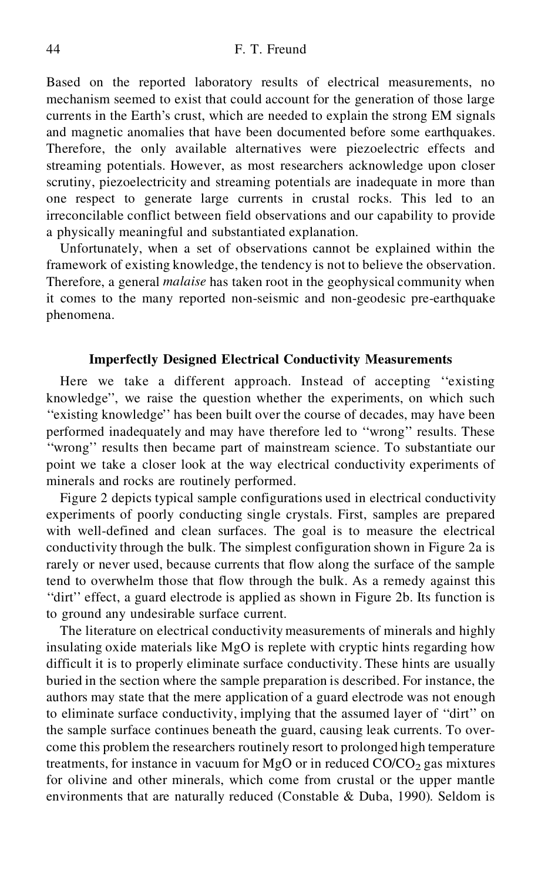Based on the reported laboratory results of electrical measurements, no mechanism seemed to exist that could account for the generation of those large currents in the Earth's crust, which are needed to explain the strong EM signals and magnetic anomalies that have been documented before some earthquakes. Therefore, the only available alternatives were piezoelectric effects and streaming potentials. However, as most researchers acknowledge upon closer scrutiny, piezoelectricity and streaming potentials are inadequate in more than one respect to generate large currents in crustal rocks. This led to an irreconcilable conflict between field observations and our capability to provide a physically meaningful and substantiated explanation.

Unfortunately, when a set of observations cannot be explained within the framework of existing knowledge, the tendency is not to believe the observation. Therefore, a general *malaise* has taken root in the geophysical community when it comes to the many reported non-seismic and non-geodesic pre-earthquake phenomena.

### Imperfectly Designed Electrical Conductivity Measurements

Here we take a different approach. Instead of accepting "existing knowledge", we raise the question whether the experiments, on which such "existing knowledge" has been built over the course of decades, may have been performed inadequately and may have therefore led to "wrong" results. These "wrong" results then became part of mainstream science. To substantiate our point we take a closer look at the way electrical conductivity experiments of minerals and rocks are routinely performed.

Figure 2 depicts typical sample configurations used in electrical conductivity experiments of poorly conducting single crystals. First, samples are prepared with well-defined and clean surfaces. The goal is to measure the electrical conductivity through the bulk. The simplest configuration shown in Figure 2a is rarely or never used, because currents that flow along the surface of the sample tend to overwhelm those that flow through the bulk. As a remedy against this "dirt" effect, a guard electrode is applied as shown in Figure 2b. Its function is to ground any undesirable surface current.

The literature on electrical conductivity measurements of minerals and highly insulating oxide materials like MgO is replete with cryptic hints regarding how difficult it is to properly eliminate surface conductivity. These hints are usually buried in the section where the sample preparation is described. For instance, the authors may state that the mere application of a guard electrode was not enough to eliminate surface conductivity, implying that the assumed layer of "dirt" on the sample surface continues beneath the guard, causing leak currents. To overcome this problem the researchers routinely resort to prolonged high temperature treatments, for instance in vacuum for MgO or in reduced $CO/CO_2$ gas mixtures for olivine and other minerals, which come from crustal or the upper mantle environments that are naturally reduced (Constable & Duba, 1990). Seldom is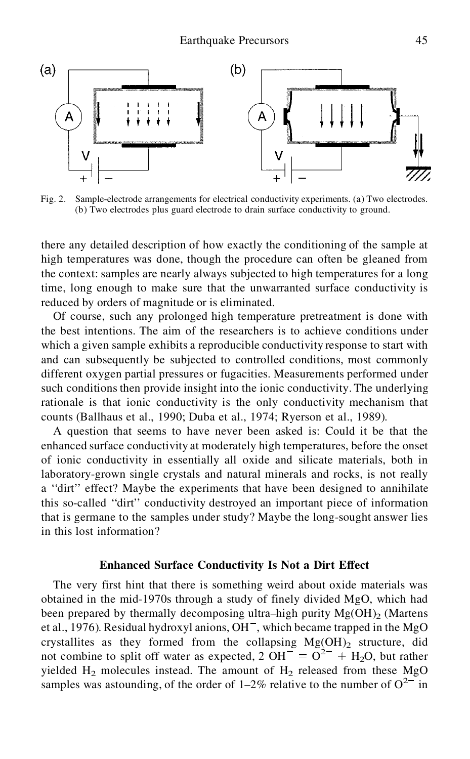Fig. 2. Sample-electrode arrangements for electrical conductivity experiments. (a) Two electrodes. (b) Two electrodes plus guard electrode to drain surface conductivity to ground.

there any detailed description of how exactly the conditioning of the sample at high temperatures was done, though the procedure can often be gleaned from the context: samples are nearly always subjected to high temperatures for a long time, long enough to make sure that the unwarranted surface conductivity is reduced by orders of magnitude or is eliminated.

Of course, such any prolonged high temperature pretreatment is done with the best intentions. The aim of the researchers is to achieve conditions under which a given sample exhibits a reproducible conductivity response to start with and can subsequently be subjected to controlled conditions, most commonly different oxygen partial pressures or fugacities. Measurements performed under such conditions then provide insight into the ionic conductivity. The underlying rationale is that ionic conductivity is the only conductivity mechanism that counts (Ballhaus et al., 1990; Duba et al., 1974; Ryerson et al., 1989).

A question that seems to have never been asked is: Could it be that the enhanced surface conductivity at moderately high temperatures, before the onset of ionic conductivity in essentially all oxide and silicate materials, both in laboratory-grown single crystals and natural minerals and rocks, is not really a "dirt" effect? Maybe the experiments that have been designed to annihilate this so-called "dirt" conductivity destroyed an important piece of information that is germane to the samples under study? Maybe the long-sought answer lies in this lost information?

### Enhanced Surface Conductivity Is Not a Dirt Effect

The very first hint that there is something weird about oxide materials was obtained in the mid-1970s through a study of finely divided MgO, which had been prepared by thermally decomposing ultra–high purity $Mg(OH)_2$ (Martens et al., 1976). Residual hydroxyl anions, $OH^-$, which became trapped in the MgO crystallites as they formed from the collapsing $Mg(OH)_2$ structure, did not combine to split off water as expected, $2\ OH^- = O^{2-} + H_2O$, but rather yielded $H_2$ molecules instead. The amount of $H_2$ released from these MgO samples was astounding, of the order of 1–2% relative to the number of $O^{2-}$ in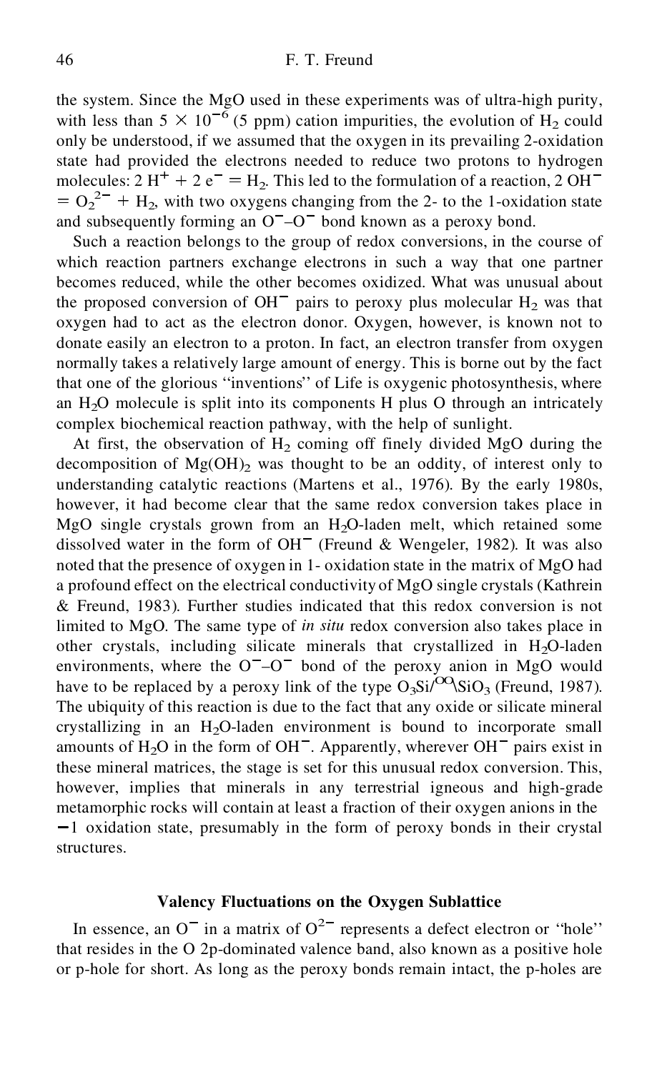the system. Since the MgO used in these experiments was of ultra-high purity, with less than $5 \times 10^{-6}$ (5 ppm) cation impurities, the evolution of $H_2$ could only be understood, if we assumed that the oxygen in its prevailing 2-oxidation state had provided the electrons needed to reduce two protons to hydrogen molecules: $2\,H^+ + 2\,e^- = H_2$. This led to the formulation of a reaction, $2\,OH^- = O_2^{2-} + H_2$, with two oxygens changing from the 2- to the 1-oxidation state and subsequently forming an $O^-$–$O^-$ bond known as a peroxy bond.

Such a reaction belongs to the group of redox conversions, in the course of which reaction partners exchange electrons in such a way that one partner becomes reduced, while the other becomes oxidized. What was unusual about the proposed conversion of $OH^-$ pairs to peroxy plus molecular $H_2$ was that oxygen had to act as the electron donor. Oxygen, however, is known not to donate easily an electron to a proton. In fact, an electron transfer from oxygen normally takes a relatively large amount of energy. This is borne out by the fact that one of the glorious ''inventions'' of Life is oxygenic photosynthesis, where an $H_2O$ molecule is split into its components H plus O through an intricately complex biochemical reaction pathway, with the help of sunlight.

At first, the observation of $H_2$ coming off finely divided MgO during the decomposition of $Mg(OH)_2$ was thought to be an oddity, of interest only to understanding catalytic reactions (Martens et al., 1976). By the early 1980s, however, it had become clear that the same redox conversion takes place in MgO single crystals grown from an $H_2O$-laden melt, which retained some dissolved water in the form of $OH^-$ (Freund & Wengeler, 1982). It was also noted that the presence of oxygen in 1- oxidation state in the matrix of MgO had a profound effect on the electrical conductivity of MgO single crystals (Kathrein & Freund, 1983). Further studies indicated that this redox conversion is not limited to MgO. The same type of *in situ* redox conversion also takes place in other crystals, including silicate minerals that crystallized in $H_2O$-laden environments, where the $O^-$–$O^-$ bond of the peroxy anion in MgO would have to be replaced by a peroxy link of the type $O_3Si/^{OO}\backslash SiO_3$ (Freund, 1987). The ubiquity of this reaction is due to the fact that any oxide or silicate mineral crystallizing in an $H_2O$-laden environment is bound to incorporate small amounts of $H_2O$ in the form of $OH^-$. Apparently, wherever $OH^-$ pairs exist in these mineral matrices, the stage is set for this unusual redox conversion. This, however, implies that minerals in any terrestrial igneous and high-grade metamorphic rocks will contain at least a fraction of their oxygen anions in the $-1$ oxidation state, presumably in the form of peroxy bonds in their crystal structures.

## Valency Fluctuations on the Oxygen Sublattice

In essence, an $O^-$ in a matrix of $O^{2-}$ represents a defect electron or ''hole'' that resides in the O 2p-dominated valence band, also known as a positive hole or p-hole for short. As long as the peroxy bonds remain intact, the p-holes are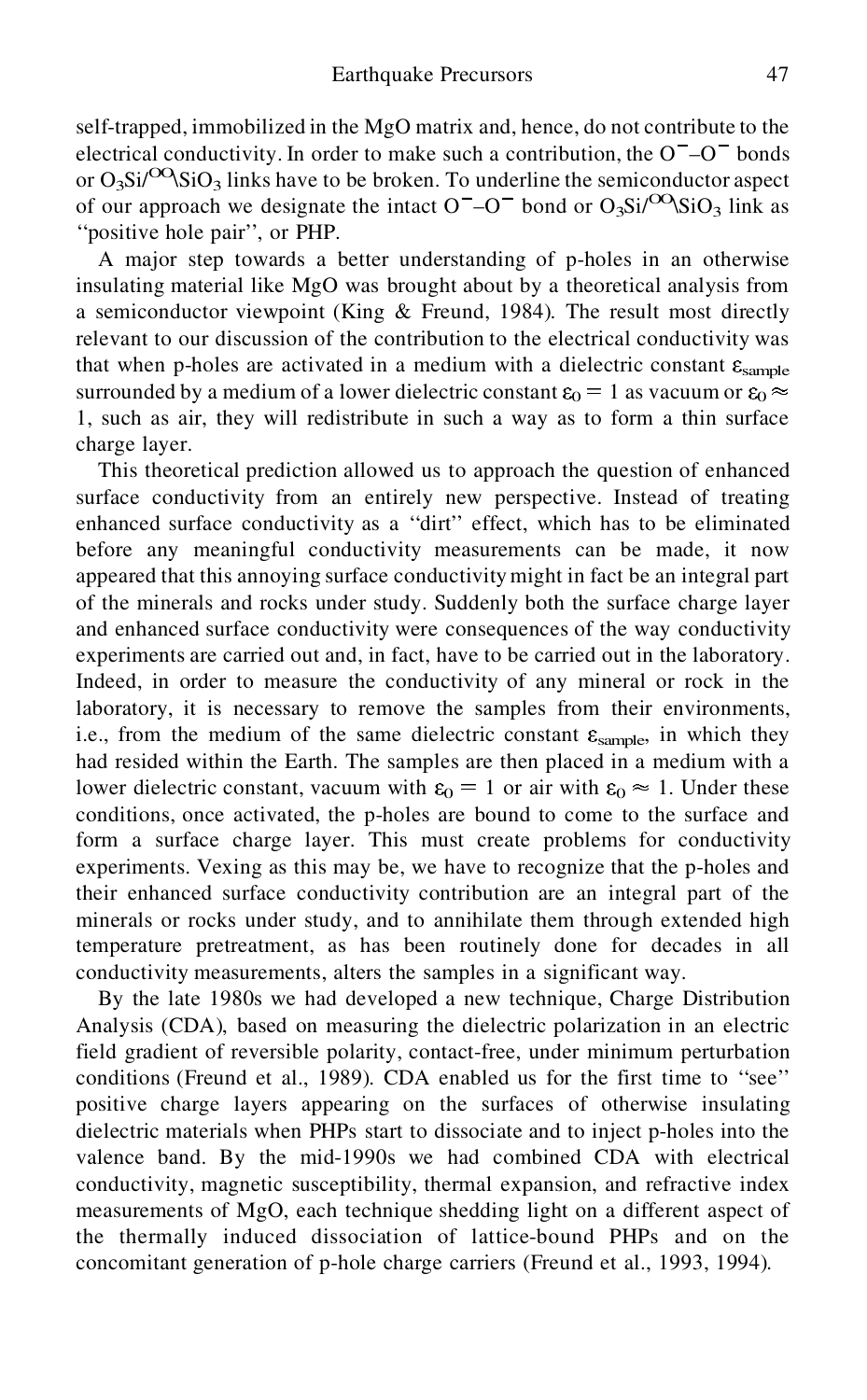self-trapped, immobilized in the MgO matrix and, hence, do not contribute to the electrical conductivity. In order to make such a contribution, the $O^{-}$–$O^{-}$ bonds or $O_3Si/^{OO}\backslash SiO_3$ links have to be broken. To underline the semiconductor aspect of our approach we designate the intact $O^{-}$–$O^{-}$ bond or $O_3Si/^{OO}\backslash SiO_3$ link as ''positive hole pair'', or PHP.

A major step towards a better understanding of p-holes in an otherwise insulating material like MgO was brought about by a theoretical analysis from a semiconductor viewpoint (King & Freund, 1984). The result most directly relevant to our discussion of the contribution to the electrical conductivity was that when p-holes are activated in a medium with a dielectric constant $\varepsilon_{sample}$ surrounded by a medium of a lower dielectric constant $\varepsilon_0 = 1$ as vacuum or $\varepsilon_0 \approx 1$, such as air, they will redistribute in such a way as to form a thin surface charge layer.

This theoretical prediction allowed us to approach the question of enhanced surface conductivity from an entirely new perspective. Instead of treating enhanced surface conductivity as a ''dirt'' effect, which has to be eliminated before any meaningful conductivity measurements can be made, it now appeared that this annoying surface conductivity might in fact be an integral part of the minerals and rocks under study. Suddenly both the surface charge layer and enhanced surface conductivity were consequences of the way conductivity experiments are carried out and, in fact, have to be carried out in the laboratory. Indeed, in order to measure the conductivity of any mineral or rock in the laboratory, it is necessary to remove the samples from their environments, i.e., from the medium of the same dielectric constant $\varepsilon_{sample}$, in which they had resided within the Earth. The samples are then placed in a medium with a lower dielectric constant, vacuum with $\varepsilon_0 = 1$ or air with $\varepsilon_0 \approx 1$. Under these conditions, once activated, the p-holes are bound to come to the surface and form a surface charge layer. This must create problems for conductivity experiments. Vexing as this may be, we have to recognize that the p-holes and their enhanced surface conductivity contribution are an integral part of the minerals or rocks under study, and to annihilate them through extended high temperature pretreatment, as has been routinely done for decades in all conductivity measurements, alters the samples in a significant way.

By the late 1980s we had developed a new technique, Charge Distribution Analysis (CDA), based on measuring the dielectric polarization in an electric field gradient of reversible polarity, contact-free, under minimum perturbation conditions (Freund et al., 1989). CDA enabled us for the first time to ''see'' positive charge layers appearing on the surfaces of otherwise insulating dielectric materials when PHPs start to dissociate and to inject p-holes into the valence band. By the mid-1990s we had combined CDA with electrical conductivity, magnetic susceptibility, thermal expansion, and refractive index measurements of MgO, each technique shedding light on a different aspect of the thermally induced dissociation of lattice-bound PHPs and on the concomitant generation of p-hole charge carriers (Freund et al., 1993, 1994).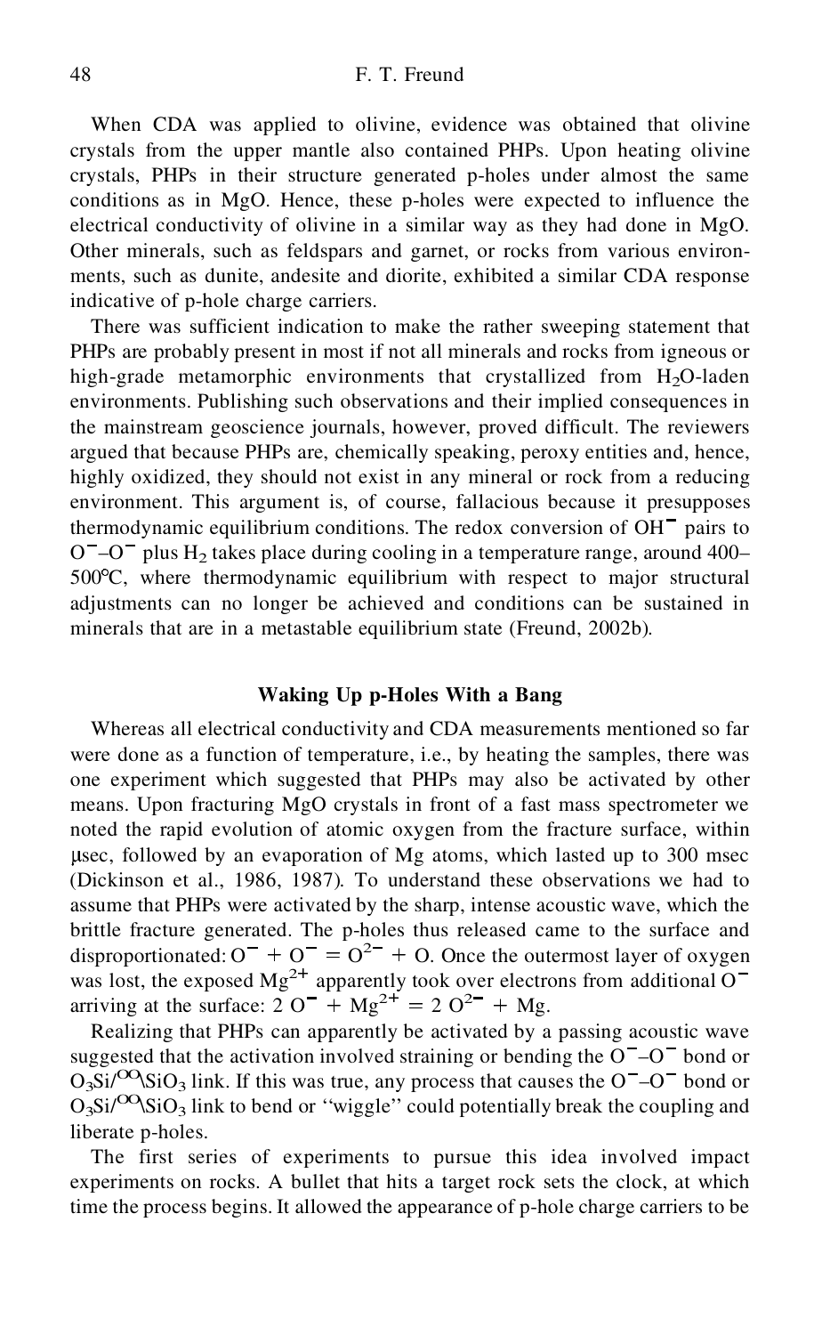When CDA was applied to olivine, evidence was obtained that olivine crystals from the upper mantle also contained PHPs. Upon heating olivine crystals, PHPs in their structure generated p-holes under almost the same conditions as in MgO. Hence, these p-holes were expected to influence the electrical conductivity of olivine in a similar way as they had done in MgO. Other minerals, such as feldspars and garnet, or rocks from various environments, such as dunite, andesite and diorite, exhibited a similar CDA response indicative of p-hole charge carriers.

There was sufficient indication to make the rather sweeping statement that PHPs are probably present in most if not all minerals and rocks from igneous or high-grade metamorphic environments that crystallized from $H_2O$-laden environments. Publishing such observations and their implied consequences in the mainstream geoscience journals, however, proved difficult. The reviewers argued that because PHPs are, chemically speaking, peroxy entities and, hence, highly oxidized, they should not exist in any mineral or rock from a reducing environment. This argument is, of course, fallacious because it presupposes thermodynamic equilibrium conditions. The redox conversion of $OH^-$ pairs to $O^-$–$O^-$ plus $H_2$ takes place during cooling in a temperature range, around 400–500°C, where thermodynamic equilibrium with respect to major structural adjustments can no longer be achieved and conditions can be sustained in minerals that are in a metastable equilibrium state (Freund, 2002b).

## Waking Up p-Holes With a Bang

Whereas all electrical conductivity and CDA measurements mentioned so far were done as a function of temperature, i.e., by heating the samples, there was one experiment which suggested that PHPs may also be activated by other means. Upon fracturing MgO crystals in front of a fast mass spectrometer we noted the rapid evolution of atomic oxygen from the fracture surface, within μsec, followed by an evaporation of Mg atoms, which lasted up to 300 msec (Dickinson et al., 1986, 1987). To understand these observations we had to assume that PHPs were activated by the sharp, intense acoustic wave, which the brittle fracture generated. The p-holes thus released came to the surface and disproportionated: $O^- + O^- = O^{2-} + O$. Once the outermost layer of oxygen was lost, the exposed $Mg^{2+}$ apparently took over electrons from additional $O^-$ arriving at the surface: $2\ O^- + Mg^{2+} = 2\ O^{2-} + Mg$.

Realizing that PHPs can apparently be activated by a passing acoustic wave suggested that the activation involved straining or bending the $O^-$–$O^-$ bond or $O_3Si/^{OO}\backslash SiO_3$ link. If this was true, any process that causes the $O^-$–$O^-$ bond or $O_3Si/^{OO}\backslash SiO_3$ link to bend or "wiggle" could potentially break the coupling and liberate p-holes.

The first series of experiments to pursue this idea involved impact experiments on rocks. A bullet that hits a target rock sets the clock, at which time the process begins. It allowed the appearance of p-hole charge carriers to be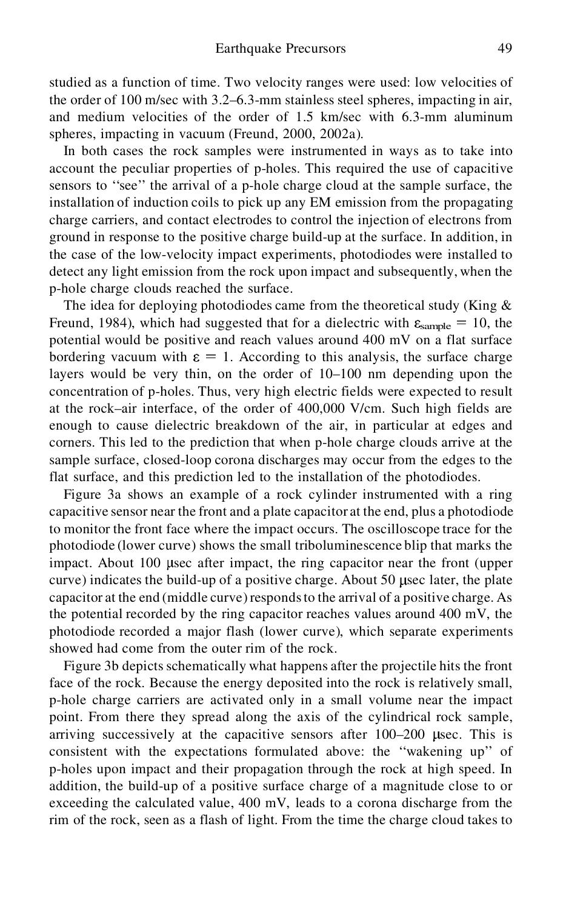studied as a function of time. Two velocity ranges were used: low velocities of the order of 100 m/sec with 3.2–6.3-mm stainless steel spheres, impacting in air, and medium velocities of the order of 1.5 km/sec with 6.3-mm aluminum spheres, impacting in vacuum (Freund, 2000, 2002a).

In both cases the rock samples were instrumented in ways as to take into account the peculiar properties of p-holes. This required the use of capacitive sensors to ''see'' the arrival of a p-hole charge cloud at the sample surface, the installation of induction coils to pick up any EM emission from the propagating charge carriers, and contact electrodes to control the injection of electrons from ground in response to the positive charge build-up at the surface. In addition, in the case of the low-velocity impact experiments, photodiodes were installed to detect any light emission from the rock upon impact and subsequently, when the p-hole charge clouds reached the surface.

The idea for deploying photodiodes came from the theoretical study (King & Freund, 1984), which had suggested that for a dielectric with $\varepsilon_{\text{sample}} = 10$, the potential would be positive and reach values around 400 mV on a flat surface bordering vacuum with $\varepsilon = 1$. According to this analysis, the surface charge layers would be very thin, on the order of 10–100 nm depending upon the concentration of p-holes. Thus, very high electric fields were expected to result at the rock–air interface, of the order of 400,000 V/cm. Such high fields are enough to cause dielectric breakdown of the air, in particular at edges and corners. This led to the prediction that when p-hole charge clouds arrive at the sample surface, closed-loop corona discharges may occur from the edges to the flat surface, and this prediction led to the installation of the photodiodes.

Figure 3a shows an example of a rock cylinder instrumented with a ring capacitive sensor near the front and a plate capacitor at the end, plus a photodiode to monitor the front face where the impact occurs. The oscilloscope trace for the photodiode (lower curve) shows the small triboluminescence blip that marks the impact. About 100 μsec after impact, the ring capacitor near the front (upper curve) indicates the build-up of a positive charge. About 50 μsec later, the plate capacitor at the end (middle curve) responds to the arrival of a positive charge. As the potential recorded by the ring capacitor reaches values around 400 mV, the photodiode recorded a major flash (lower curve), which separate experiments showed had come from the outer rim of the rock.

Figure 3b depicts schematically what happens after the projectile hits the front face of the rock. Because the energy deposited into the rock is relatively small, p-hole charge carriers are activated only in a small volume near the impact point. From there they spread along the axis of the cylindrical rock sample, arriving successively at the capacitive sensors after 100–200 μsec. This is consistent with the expectations formulated above: the ''wakening up'' of p-holes upon impact and their propagation through the rock at high speed. In addition, the build-up of a positive surface charge of a magnitude close to or exceeding the calculated value, 400 mV, leads to a corona discharge from the rim of the rock, seen as a flash of light. From the time the charge cloud takes to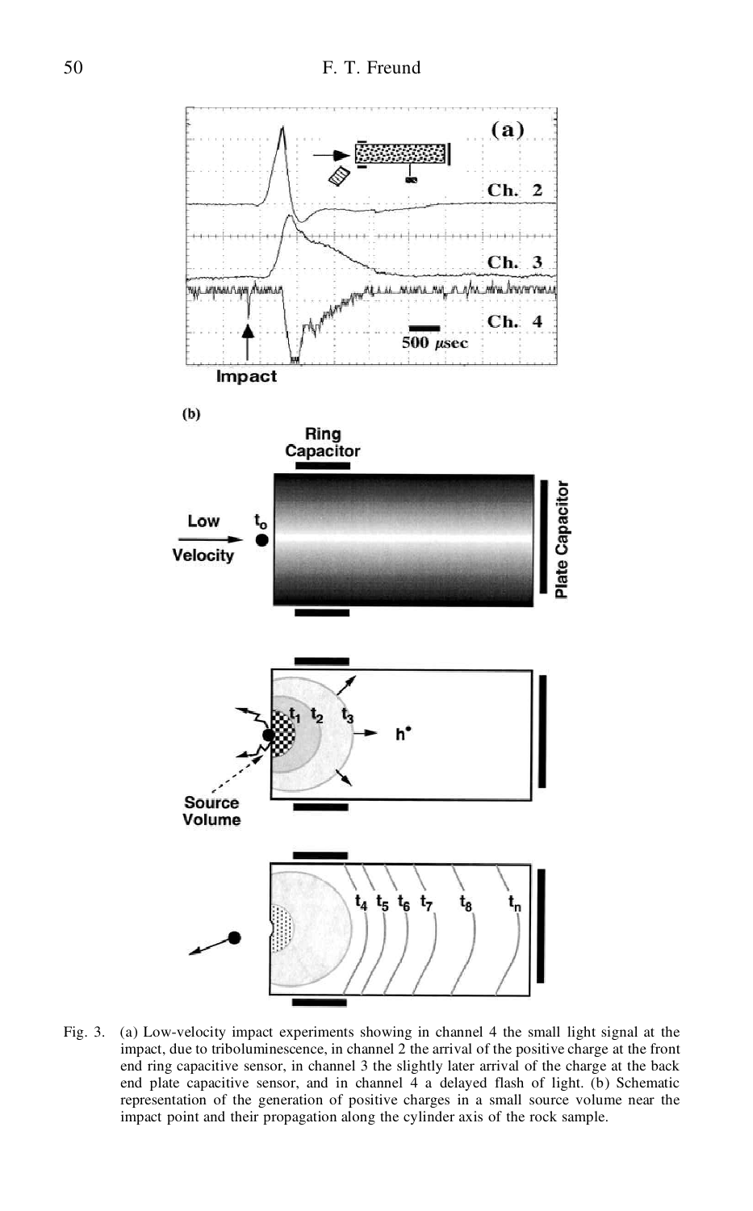Fig. 3. (a) Low-velocity impact experiments showing in channel 4 the small light signal at the impact, due to triboluminescence, in channel 2 the arrival of the positive charge at the front end ring capacitive sensor, in channel 3 the slightly later arrival of the charge at the back end plate capacitive sensor, and in channel 4 a delayed flash of light. (b) Schematic representation of the generation of positive charges in a small source volume near the impact point and their propagation along the cylinder axis of the rock sample.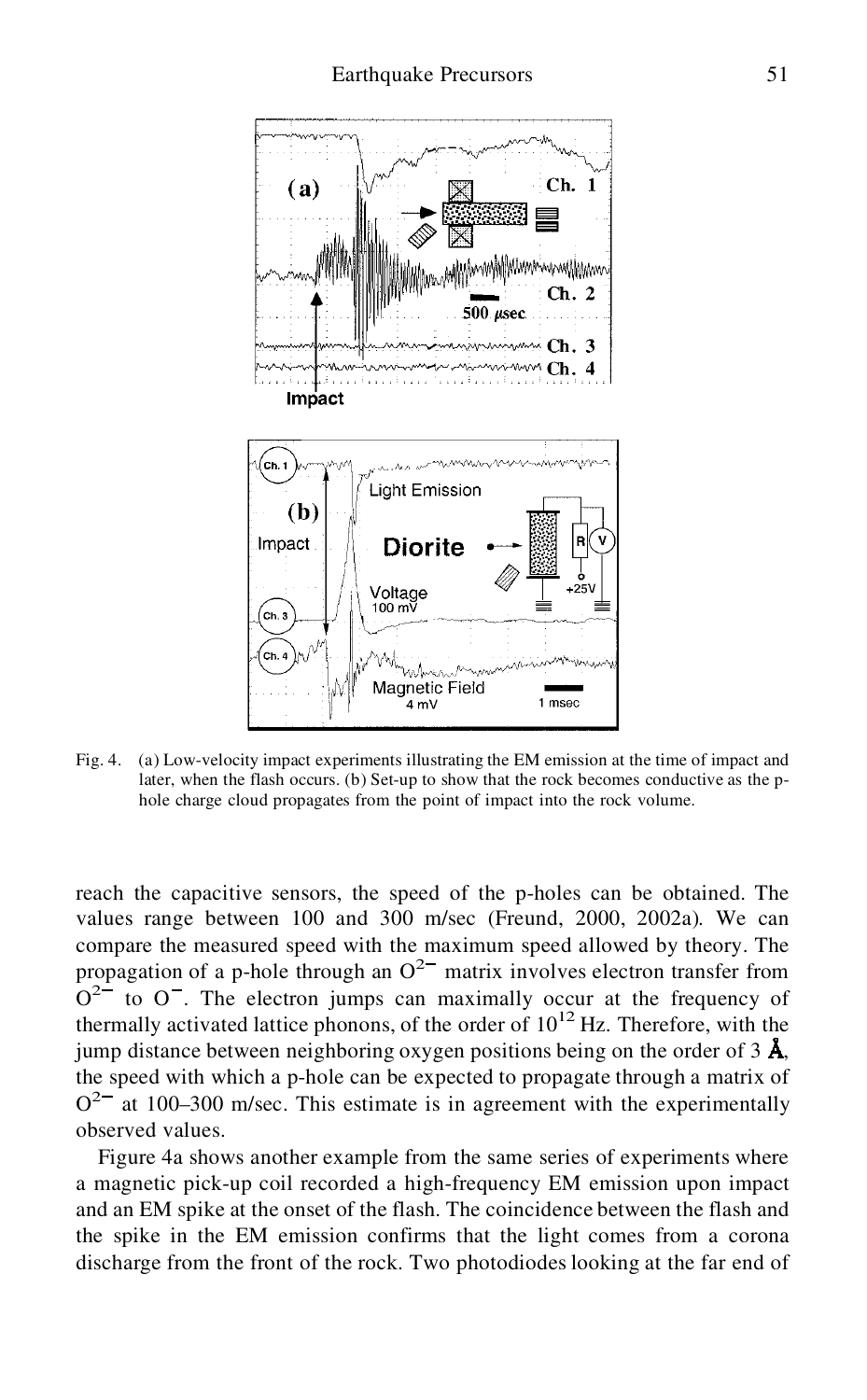Fig. 4. (a) Low-velocity impact experiments illustrating the EM emission at the time of impact and later, when the flash occurs. (b) Set-up to show that the rock becomes conductive as the p-hole charge cloud propagates from the point of impact into the rock volume.

reach the capacitive sensors, the speed of the p-holes can be obtained. The values range between 100 and 300 m/sec (Freund, 2000, 2002a). We can compare the measured speed with the maximum speed allowed by theory. The propagation of a p-hole through an $O^{2-}$ matrix involves electron transfer from $O^{2-}$ to $O^{-}$. The electron jumps can maximally occur at the frequency of thermally activated lattice phonons, of the order of $10^{12}$ Hz. Therefore, with the jump distance between neighboring oxygen positions being on the order of 3 Å, the speed with which a p-hole can be expected to propagate through a matrix of $O^{2-}$ at 100–300 m/sec. This estimate is in agreement with the experimentally observed values.

Figure 4a shows another example from the same series of experiments where a magnetic pick-up coil recorded a high-frequency EM emission upon impact and an EM spike at the onset of the flash. The coincidence between the flash and the spike in the EM emission confirms that the light comes from a corona discharge from the front of the rock. Two photodiodes looking at the far end of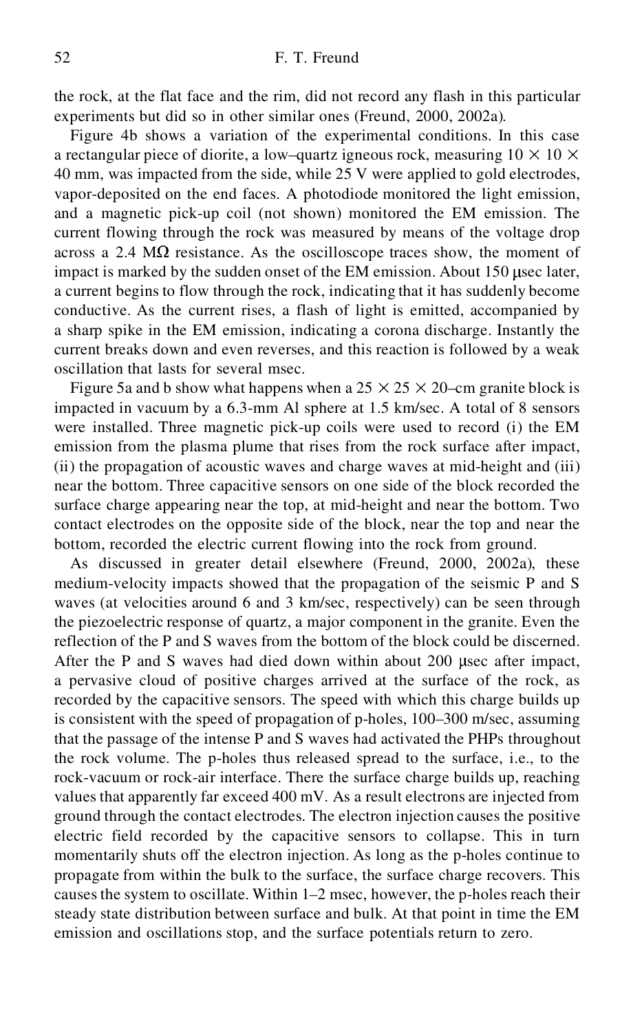the rock, at the flat face and the rim, did not record any flash in this particular experiments but did so in other similar ones (Freund, 2000, 2002a).

Figure 4b shows a variation of the experimental conditions. In this case a rectangular piece of diorite, a low–quartz igneous rock, measuring $10 \times 10 \times 40$ mm, was impacted from the side, while 25 V were applied to gold electrodes, vapor-deposited on the end faces. A photodiode monitored the light emission, and a magnetic pick-up coil (not shown) monitored the EM emission. The current flowing through the rock was measured by means of the voltage drop across a 2.4 MΩ resistance. As the oscilloscope traces show, the moment of impact is marked by the sudden onset of the EM emission. About 150 μsec later, a current begins to flow through the rock, indicating that it has suddenly become conductive. As the current rises, a flash of light is emitted, accompanied by a sharp spike in the EM emission, indicating a corona discharge. Instantly the current breaks down and even reverses, and this reaction is followed by a weak oscillation that lasts for several msec.

Figure 5a and b show what happens when a $25 \times 25 \times 20$–cm granite block is impacted in vacuum by a 6.3-mm Al sphere at 1.5 km/sec. A total of 8 sensors were installed. Three magnetic pick-up coils were used to record (i) the EM emission from the plasma plume that rises from the rock surface after impact, (ii) the propagation of acoustic waves and charge waves at mid-height and (iii) near the bottom. Three capacitive sensors on one side of the block recorded the surface charge appearing near the top, at mid-height and near the bottom. Two contact electrodes on the opposite side of the block, near the top and near the bottom, recorded the electric current flowing into the rock from ground.

As discussed in greater detail elsewhere (Freund, 2000, 2002a), these medium-velocity impacts showed that the propagation of the seismic P and S waves (at velocities around 6 and 3 km/sec, respectively) can be seen through the piezoelectric response of quartz, a major component in the granite. Even the reflection of the P and S waves from the bottom of the block could be discerned. After the P and S waves had died down within about 200 μsec after impact, a pervasive cloud of positive charges arrived at the surface of the rock, as recorded by the capacitive sensors. The speed with which this charge builds up is consistent with the speed of propagation of p-holes, 100–300 m/sec, assuming that the passage of the intense P and S waves had activated the PHPs throughout the rock volume. The p-holes thus released spread to the surface, i.e., to the rock-vacuum or rock-air interface. There the surface charge builds up, reaching values that apparently far exceed 400 mV. As a result electrons are injected from ground through the contact electrodes. The electron injection causes the positive electric field recorded by the capacitive sensors to collapse. This in turn momentarily shuts off the electron injection. As long as the p-holes continue to propagate from within the bulk to the surface, the surface charge recovers. This causes the system to oscillate. Within 1–2 msec, however, the p-holes reach their steady state distribution between surface and bulk. At that point in time the EM emission and oscillations stop, and the surface potentials return to zero.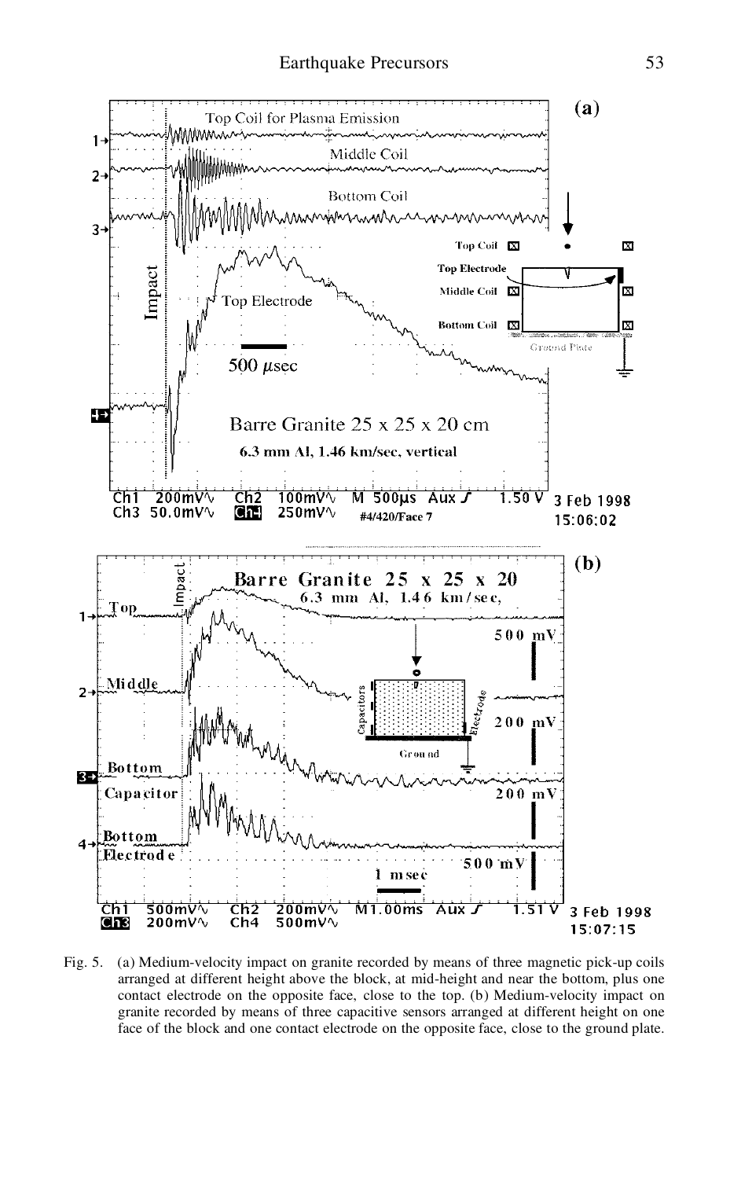Fig. 5. (a) Medium-velocity impact on granite recorded by means of three magnetic pick-up coils arranged at different height above the block, at mid-height and near the bottom, plus one contact electrode on the opposite face, close to the top. (b) Medium-velocity impact on granite recorded by means of three capacitive sensors arranged at different height on one face of the block and one contact electrode on the opposite face, close to the ground plate.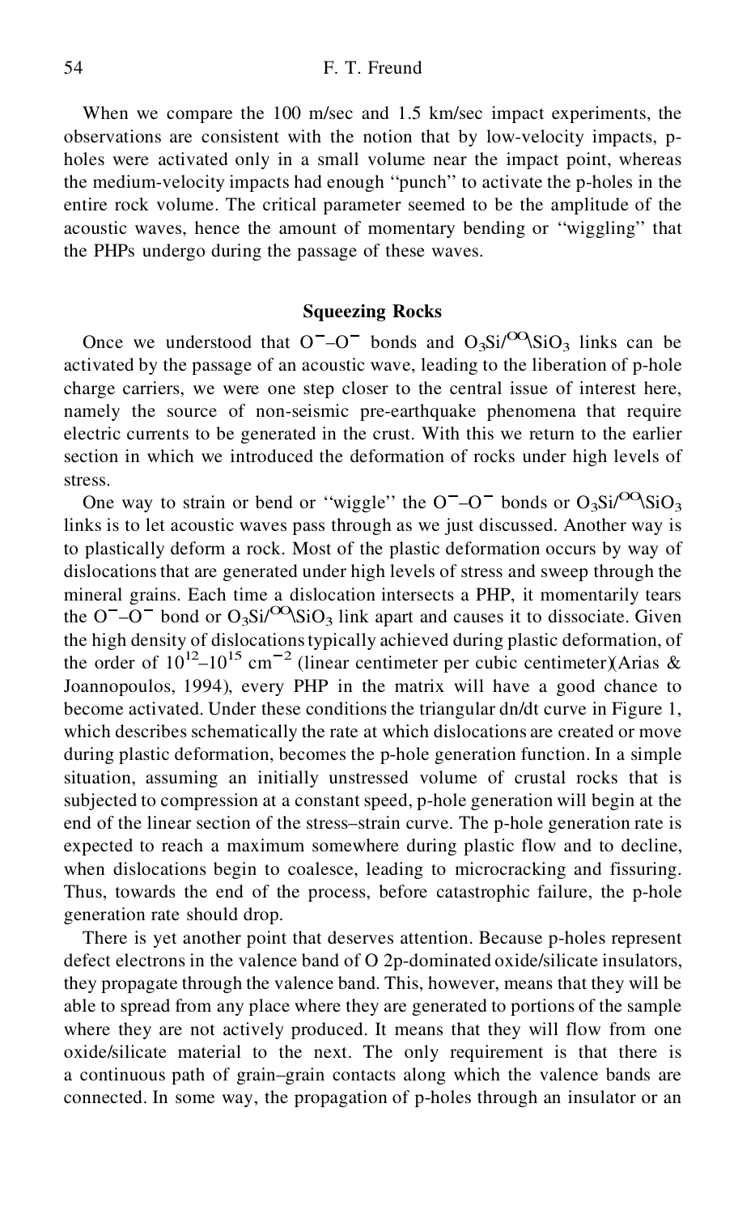When we compare the 100 m/sec and 1.5 km/sec impact experiments, the observations are consistent with the notion that by low-velocity impacts, p-holes were activated only in a small volume near the impact point, whereas the medium-velocity impacts had enough ''punch'' to activate the p-holes in the entire rock volume. The critical parameter seemed to be the amplitude of the acoustic waves, hence the amount of momentary bending or ''wiggling'' that the PHPs undergo during the passage of these waves.

## Squeezing Rocks

Once we understood that $O^{-}$–$O^{-}$ bonds and $O_3Si/^{OO}\backslash SiO_3$ links can be activated by the passage of an acoustic wave, leading to the liberation of p-hole charge carriers, we were one step closer to the central issue of interest here, namely the source of non-seismic pre-earthquake phenomena that require electric currents to be generated in the crust. With this we return to the earlier section in which we introduced the deformation of rocks under high levels of stress.

One way to strain or bend or ''wiggle'' the $O^{-}$–$O^{-}$ bonds or $O_3Si/^{OO}\backslash SiO_3$ links is to let acoustic waves pass through as we just discussed. Another way is to plastically deform a rock. Most of the plastic deformation occurs by way of dislocations that are generated under high levels of stress and sweep through the mineral grains. Each time a dislocation intersects a PHP, it momentarily tears the $O^{-}$–$O^{-}$ bond or $O_3Si/^{OO}\backslash SiO_3$ link apart and causes it to dissociate. Given the high density of dislocations typically achieved during plastic deformation, of the order of $10^{12}$–$10^{15}$ $cm^{-2}$ (linear centimeter per cubic centimeter)(Arias & Joannopoulos, 1994), every PHP in the matrix will have a good chance to become activated. Under these conditions the triangular dn/dt curve in Figure 1, which describes schematically the rate at which dislocations are created or move during plastic deformation, becomes the p-hole generation function. In a simple situation, assuming an initially unstressed volume of crustal rocks that is subjected to compression at a constant speed, p-hole generation will begin at the end of the linear section of the stress–strain curve. The p-hole generation rate is expected to reach a maximum somewhere during plastic flow and to decline, when dislocations begin to coalesce, leading to microcracking and fissuring. Thus, towards the end of the process, before catastrophic failure, the p-hole generation rate should drop.

There is yet another point that deserves attention. Because p-holes represent defect electrons in the valence band of O 2p-dominated oxide/silicate insulators, they propagate through the valence band. This, however, means that they will be able to spread from any place where they are generated to portions of the sample where they are not actively produced. It means that they will flow from one oxide/silicate material to the next. The only requirement is that there is a continuous path of grain–grain contacts along which the valence bands are connected. In some way, the propagation of p-holes through an insulator or an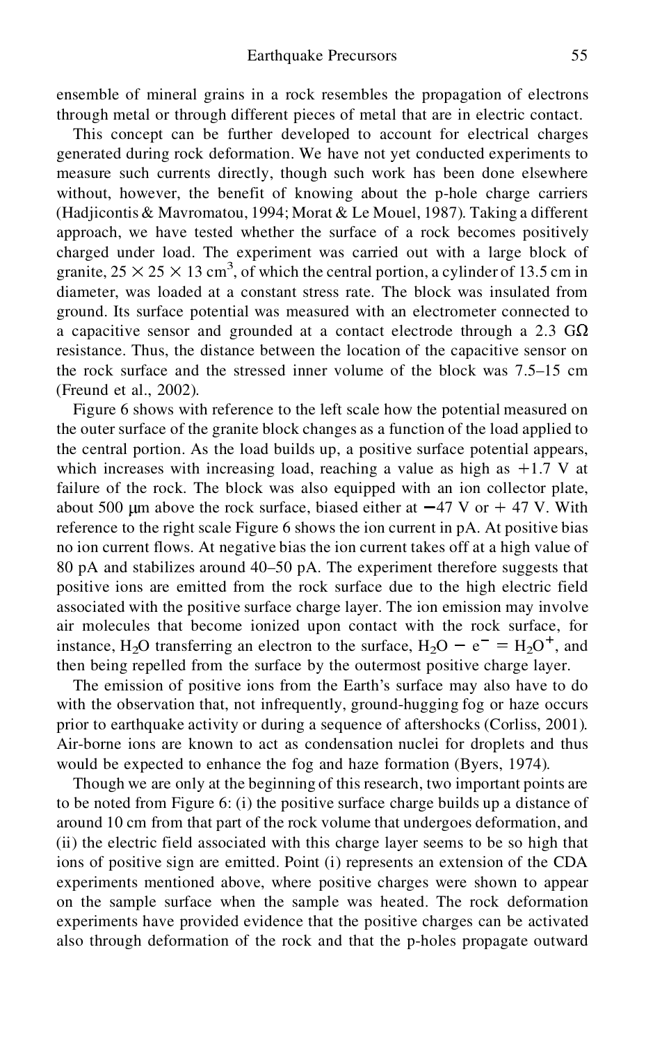ensemble of mineral grains in a rock resembles the propagation of electrons through metal or through different pieces of metal that are in electric contact.

This concept can be further developed to account for electrical charges generated during rock deformation. We have not yet conducted experiments to measure such currents directly, though such work has been done elsewhere without, however, the benefit of knowing about the p-hole charge carriers (Hadjicontis & Mavromatou, 1994; Morat & Le Mouel, 1987). Taking a different approach, we have tested whether the surface of a rock becomes positively charged under load. The experiment was carried out with a large block of granite, $25 \times 25 \times 13$ cm$^3$, of which the central portion, a cylinder of 13.5 cm in diameter, was loaded at a constant stress rate. The block was insulated from ground. Its surface potential was measured with an electrometer connected to a capacitive sensor and grounded at a contact electrode through a 2.3 G$\Omega$ resistance. Thus, the distance between the location of the capacitive sensor on the rock surface and the stressed inner volume of the block was 7.5–15 cm (Freund et al., 2002).

Figure 6 shows with reference to the left scale how the potential measured on the outer surface of the granite block changes as a function of the load applied to the central portion. As the load builds up, a positive surface potential appears, which increases with increasing load, reaching a value as high as +1.7 V at failure of the rock. The block was also equipped with an ion collector plate, about 500 µm above the rock surface, biased either at −47 V or + 47 V. With reference to the right scale Figure 6 shows the ion current in pA. At positive bias no ion current flows. At negative bias the ion current takes off at a high value of 80 pA and stabilizes around 40–50 pA. The experiment therefore suggests that positive ions are emitted from the rock surface due to the high electric field associated with the positive surface charge layer. The ion emission may involve air molecules that become ionized upon contact with the rock surface, for instance, $H_2O$ transferring an electron to the surface, $H_2O - e^- = H_2O^+$, and then being repelled from the surface by the outermost positive charge layer.

The emission of positive ions from the Earth's surface may also have to do with the observation that, not infrequently, ground-hugging fog or haze occurs prior to earthquake activity or during a sequence of aftershocks (Corliss, 2001). Air-borne ions are known to act as condensation nuclei for droplets and thus would be expected to enhance the fog and haze formation (Byers, 1974).

Though we are only at the beginning of this research, two important points are to be noted from Figure 6: (i) the positive surface charge builds up a distance of around 10 cm from that part of the rock volume that undergoes deformation, and (ii) the electric field associated with this charge layer seems to be so high that ions of positive sign are emitted. Point (i) represents an extension of the CDA experiments mentioned above, where positive charges were shown to appear on the sample surface when the sample was heated. The rock deformation experiments have provided evidence that the positive charges can be activated also through deformation of the rock and that the p-holes propagate outward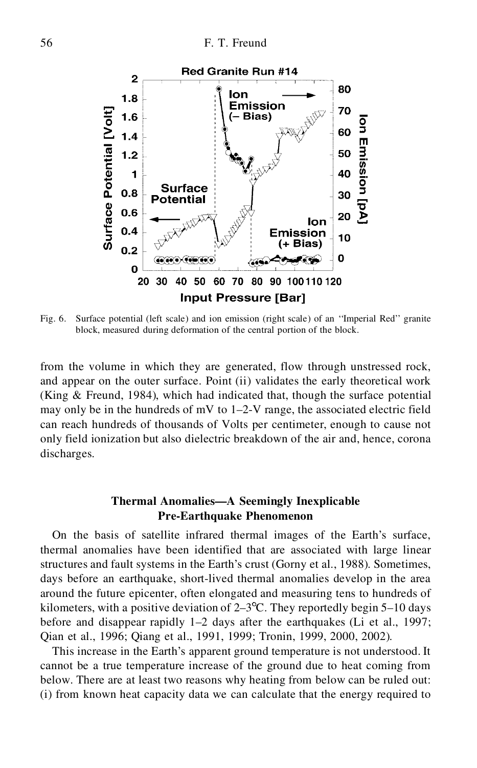Fig. 6. Surface potential (left scale) and ion emission (right scale) of an ''Imperial Red'' granite block, measured during deformation of the central portion of the block.

from the volume in which they are generated, flow through unstressed rock, and appear on the outer surface. Point (ii) validates the early theoretical work (King & Freund, 1984), which had indicated that, though the surface potential may only be in the hundreds of mV to 1–2-V range, the associated electric field can reach hundreds of thousands of Volts per centimeter, enough to cause not only field ionization but also dielectric breakdown of the air and, hence, corona discharges.

## Thermal Anomalies—A Seemingly Inexplicable Pre-Earthquake Phenomenon

On the basis of satellite infrared thermal images of the Earth's surface, thermal anomalies have been identified that are associated with large linear structures and fault systems in the Earth's crust (Gorny et al., 1988). Sometimes, days before an earthquake, short-lived thermal anomalies develop in the area around the future epicenter, often elongated and measuring tens to hundreds of kilometers, with a positive deviation of 2–3°C. They reportedly begin 5–10 days before and disappear rapidly 1–2 days after the earthquakes (Li et al., 1997; Qian et al., 1996; Qiang et al., 1991, 1999; Tronin, 1999, 2000, 2002).

This increase in the Earth's apparent ground temperature is not understood. It cannot be a true temperature increase of the ground due to heat coming from below. There are at least two reasons why heating from below can be ruled out: (i) from known heat capacity data we can calculate that the energy required to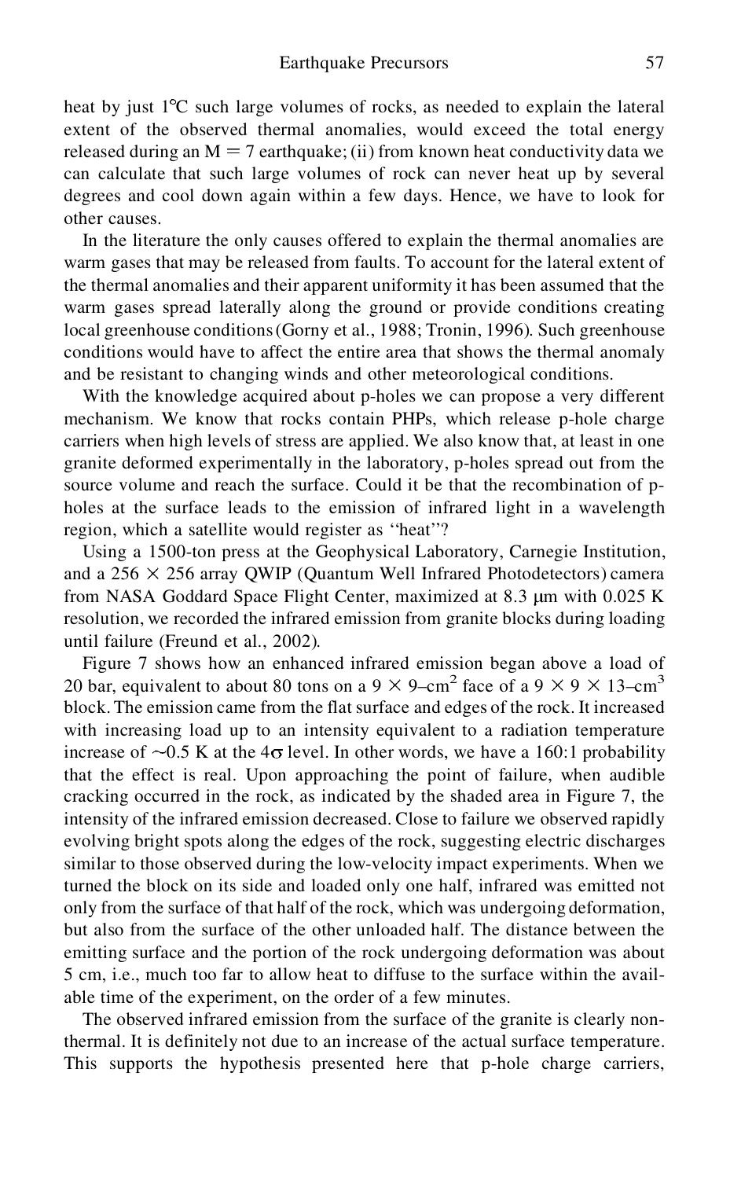heat by just 1°C such large volumes of rocks, as needed to explain the lateral extent of the observed thermal anomalies, would exceed the total energy released during an $M = 7$ earthquake; (ii) from known heat conductivity data we can calculate that such large volumes of rock can never heat up by several degrees and cool down again within a few days. Hence, we have to look for other causes.

In the literature the only causes offered to explain the thermal anomalies are warm gases that may be released from faults. To account for the lateral extent of the thermal anomalies and their apparent uniformity it has been assumed that the warm gases spread laterally along the ground or provide conditions creating local greenhouse conditions (Gorny et al., 1988; Tronin, 1996). Such greenhouse conditions would have to affect the entire area that shows the thermal anomaly and be resistant to changing winds and other meteorological conditions.

With the knowledge acquired about p-holes we can propose a very different mechanism. We know that rocks contain PHPs, which release p-hole charge carriers when high levels of stress are applied. We also know that, at least in one granite deformed experimentally in the laboratory, p-holes spread out from the source volume and reach the surface. Could it be that the recombination of p-holes at the surface leads to the emission of infrared light in a wavelength region, which a satellite would register as ''heat''?

Using a 1500-ton press at the Geophysical Laboratory, Carnegie Institution, and a $256 \times 256$ array QWIP (Quantum Well Infrared Photodetectors) camera from NASA Goddard Space Flight Center, maximized at 8.3 μm with 0.025 K resolution, we recorded the infrared emission from granite blocks during loading until failure (Freund et al., 2002).

Figure 7 shows how an enhanced infrared emission began above a load of 20 bar, equivalent to about 80 tons on a $9 \times 9$–cm$^2$ face of a $9 \times 9 \times 13$–cm$^3$ block. The emission came from the flat surface and edges of the rock. It increased with increasing load up to an intensity equivalent to a radiation temperature increase of ~0.5 K at the $4\sigma$ level. In other words, we have a 160:1 probability that the effect is real. Upon approaching the point of failure, when audible cracking occurred in the rock, as indicated by the shaded area in Figure 7, the intensity of the infrared emission decreased. Close to failure we observed rapidly evolving bright spots along the edges of the rock, suggesting electric discharges similar to those observed during the low-velocity impact experiments. When we turned the block on its side and loaded only one half, infrared was emitted not only from the surface of that half of the rock, which was undergoing deformation, but also from the surface of the other unloaded half. The distance between the emitting surface and the portion of the rock undergoing deformation was about 5 cm, i.e., much too far to allow heat to diffuse to the surface within the available time of the experiment, on the order of a few minutes.

The observed infrared emission from the surface of the granite is clearly non-thermal. It is definitely not due to an increase of the actual surface temperature. This supports the hypothesis presented here that p-hole charge carriers,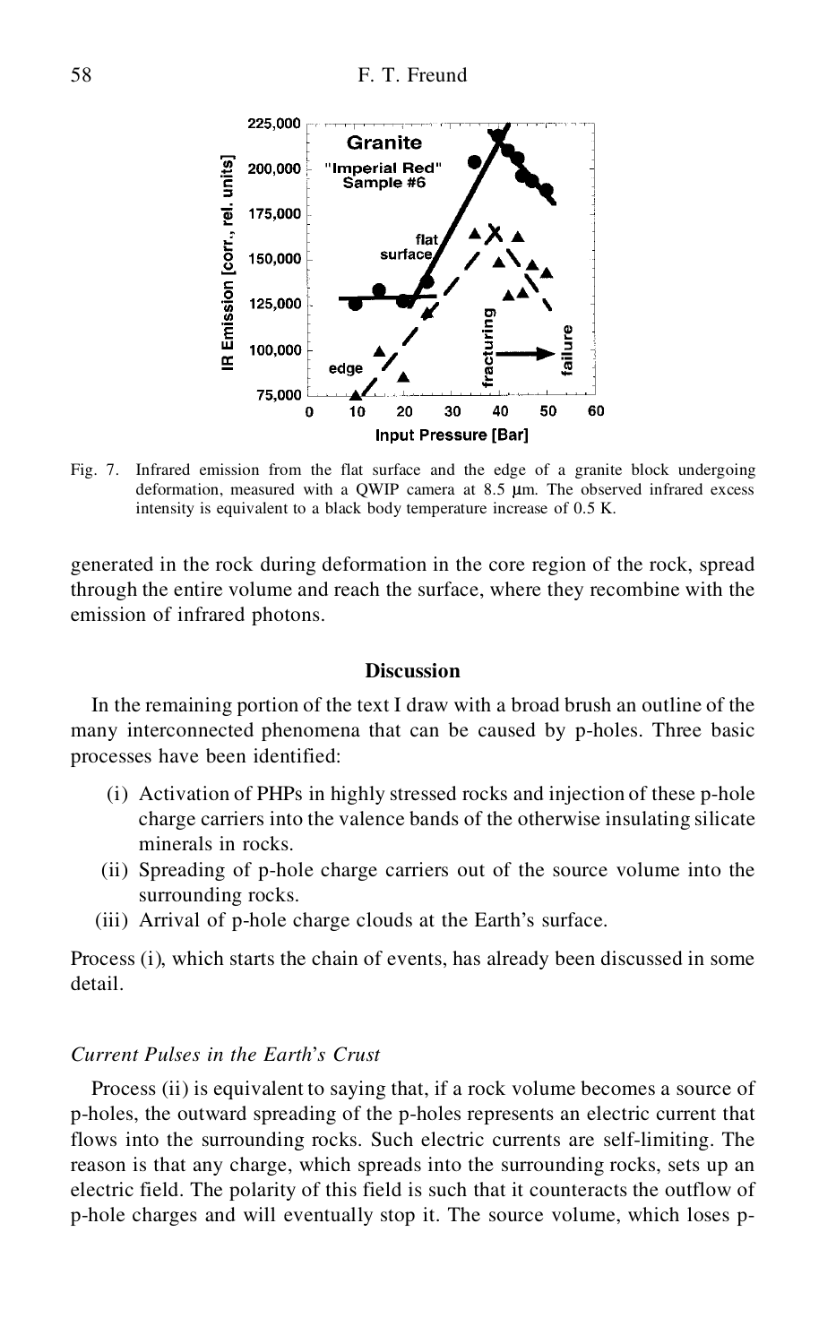Fig. 7. Infrared emission from the flat surface and the edge of a granite block undergoing deformation, measured with a QWIP camera at 8.5 μm. The observed infrared excess intensity is equivalent to a black body temperature increase of 0.5 K.

generated in the rock during deformation in the core region of the rock, spread through the entire volume and reach the surface, where they recombine with the emission of infrared photons.

## Discussion

In the remaining portion of the text I draw with a broad brush an outline of the many interconnected phenomena that can be caused by p-holes. Three basic processes have been identified:

(i) Activation of PHPs in highly stressed rocks and injection of these p-hole charge carriers into the valence bands of the otherwise insulating silicate minerals in rocks.

(ii) Spreading of p-hole charge carriers out of the source volume into the surrounding rocks.

(iii) Arrival of p-hole charge clouds at the Earth's surface.

Process (i), which starts the chain of events, has already been discussed in some detail.

### *Current Pulses in the Earth's Crust*

Process (ii) is equivalent to saying that, if a rock volume becomes a source of p-holes, the outward spreading of the p-holes represents an electric current that flows into the surrounding rocks. Such electric currents are self-limiting. The reason is that any charge, which spreads into the surrounding rocks, sets up an electric field. The polarity of this field is such that it counteracts the outflow of p-hole charges and will eventually stop it. The source volume, which loses p-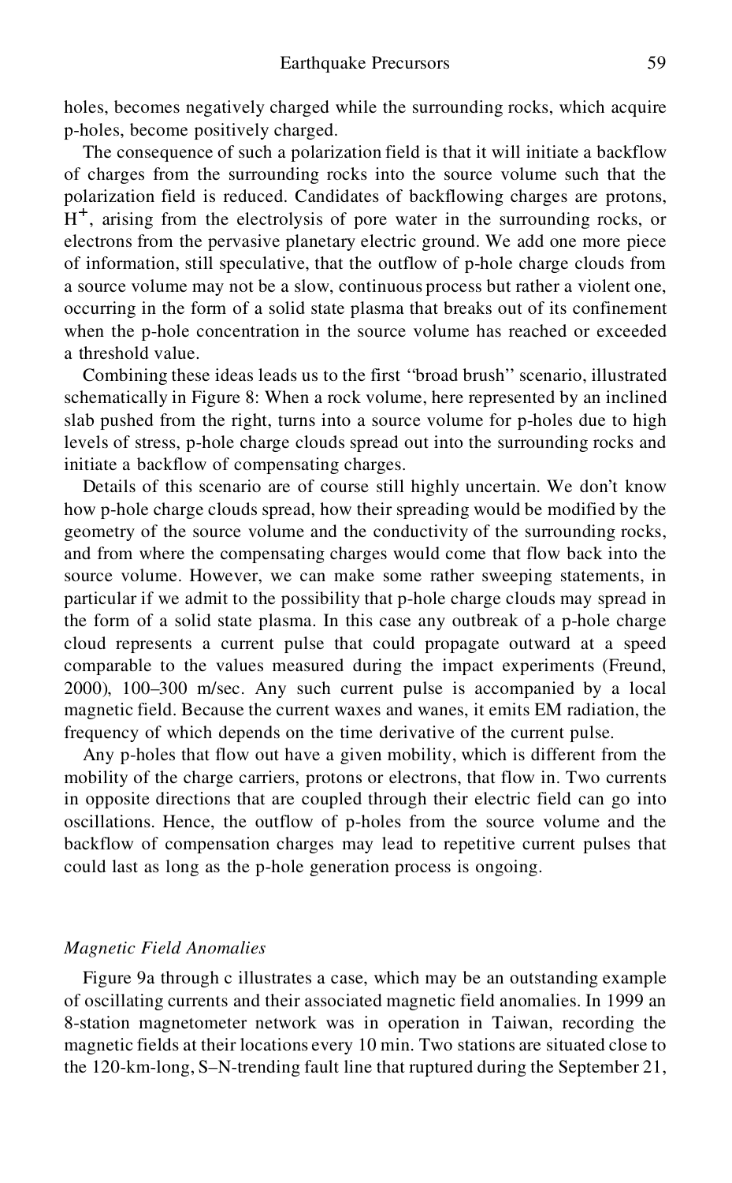holes, becomes negatively charged while the surrounding rocks, which acquire p-holes, become positively charged.

The consequence of such a polarization field is that it will initiate a backflow of charges from the surrounding rocks into the source volume such that the polarization field is reduced. Candidates of backflowing charges are protons, $H^+$, arising from the electrolysis of pore water in the surrounding rocks, or electrons from the pervasive planetary electric ground. We add one more piece of information, still speculative, that the outflow of p-hole charge clouds from a source volume may not be a slow, continuous process but rather a violent one, occurring in the form of a solid state plasma that breaks out of its confinement when the p-hole concentration in the source volume has reached or exceeded a threshold value.

Combining these ideas leads us to the first ''broad brush'' scenario, illustrated schematically in Figure 8: When a rock volume, here represented by an inclined slab pushed from the right, turns into a source volume for p-holes due to high levels of stress, p-hole charge clouds spread out into the surrounding rocks and initiate a backflow of compensating charges.

Details of this scenario are of course still highly uncertain. We don't know how p-hole charge clouds spread, how their spreading would be modified by the geometry of the source volume and the conductivity of the surrounding rocks, and from where the compensating charges would come that flow back into the source volume. However, we can make some rather sweeping statements, in particular if we admit to the possibility that p-hole charge clouds may spread in the form of a solid state plasma. In this case any outbreak of a p-hole charge cloud represents a current pulse that could propagate outward at a speed comparable to the values measured during the impact experiments (Freund, 2000), 100–300 m/sec. Any such current pulse is accompanied by a local magnetic field. Because the current waxes and wanes, it emits EM radiation, the frequency of which depends on the time derivative of the current pulse.

Any p-holes that flow out have a given mobility, which is different from the mobility of the charge carriers, protons or electrons, that flow in. Two currents in opposite directions that are coupled through their electric field can go into oscillations. Hence, the outflow of p-holes from the source volume and the backflow of compensation charges may lead to repetitive current pulses that could last as long as the p-hole generation process is ongoing.

### *Magnetic Field Anomalies*

Figure 9a through c illustrates a case, which may be an outstanding example of oscillating currents and their associated magnetic field anomalies. In 1999 an 8-station magnetometer network was in operation in Taiwan, recording the magnetic fields at their locations every 10 min. Two stations are situated close to the 120-km-long, S–N-trending fault line that ruptured during the September 21,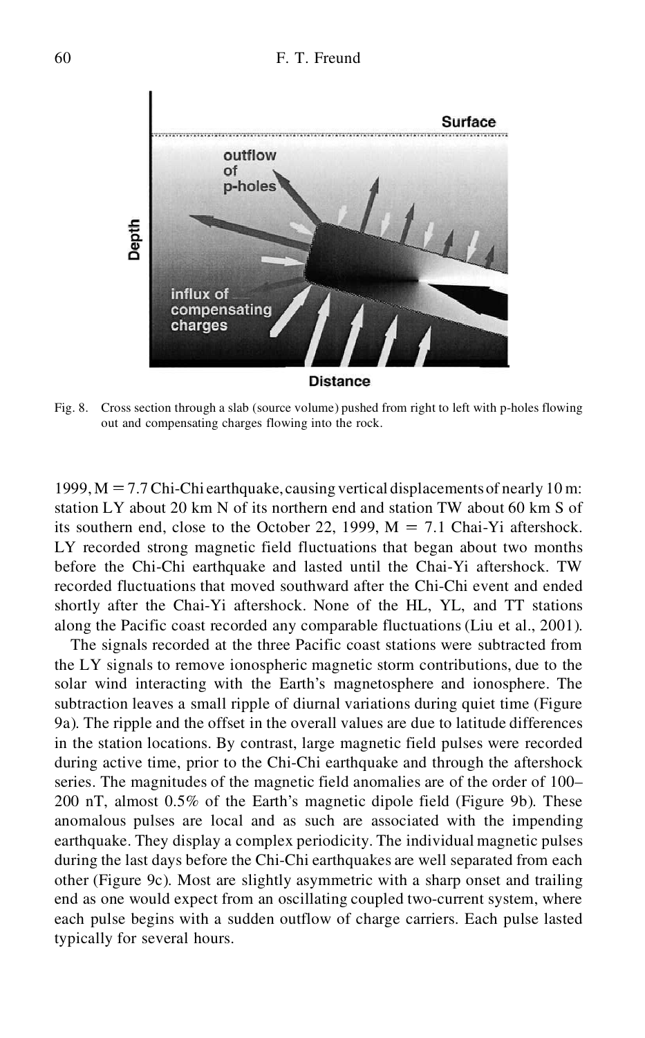Fig. 8. Cross section through a slab (source volume) pushed from right to left with p-holes flowing out and compensating charges flowing into the rock.

1999, M = 7.7 Chi-Chi earthquake, causing vertical displacements of nearly 10 m: station LY about 20 km N of its northern end and station TW about 60 km S of its southern end, close to the October 22, 1999, M = 7.1 Chai-Yi aftershock. LY recorded strong magnetic field fluctuations that began about two months before the Chi-Chi earthquake and lasted until the Chai-Yi aftershock. TW recorded fluctuations that moved southward after the Chi-Chi event and ended shortly after the Chai-Yi aftershock. None of the HL, YL, and TT stations along the Pacific coast recorded any comparable fluctuations (Liu et al., 2001).

The signals recorded at the three Pacific coast stations were subtracted from the LY signals to remove ionospheric magnetic storm contributions, due to the solar wind interacting with the Earth's magnetosphere and ionosphere. The subtraction leaves a small ripple of diurnal variations during quiet time (Figure 9a). The ripple and the offset in the overall values are due to latitude differences in the station locations. By contrast, large magnetic field pulses were recorded during active time, prior to the Chi-Chi earthquake and through the aftershock series. The magnitudes of the magnetic field anomalies are of the order of 100–200 nT, almost 0.5% of the Earth's magnetic dipole field (Figure 9b). These anomalous pulses are local and as such are associated with the impending earthquake. They display a complex periodicity. The individual magnetic pulses during the last days before the Chi-Chi earthquakes are well separated from each other (Figure 9c). Most are slightly asymmetric with a sharp onset and trailing end as one would expect from an oscillating coupled two-current system, where each pulse begins with a sudden outflow of charge carriers. Each pulse lasted typically for several hours.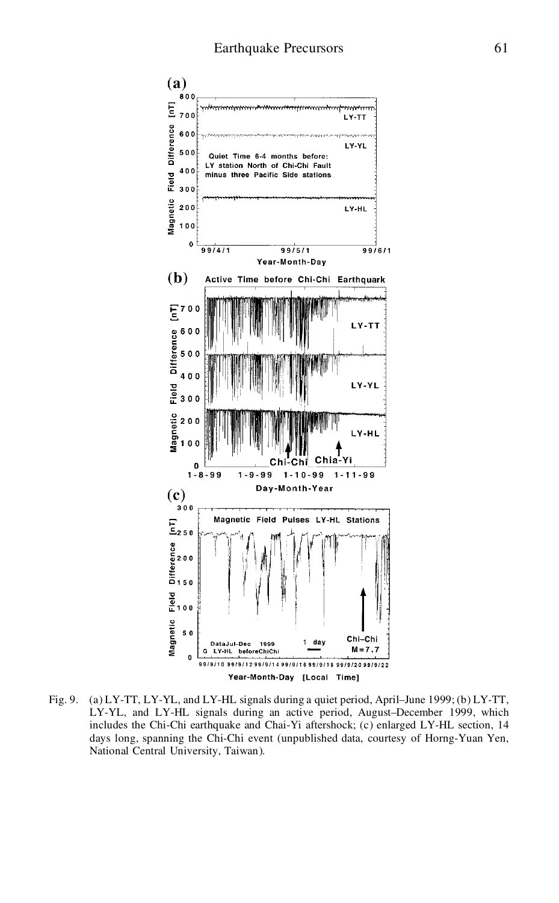Fig. 9. (a) LY-TT, LY-YL, and LY-HL signals during a quiet period, April–June 1999; (b) LY-TT, LY-YL, and LY-HL signals during an active period, August–December 1999, which includes the Chi-Chi earthquake and Chai-Yi aftershock; (c) enlarged LY-HL section, 14 days long, spanning the Chi-Chi event (unpublished data, courtesy of Horng-Yuan Yen, National Central University, Taiwan).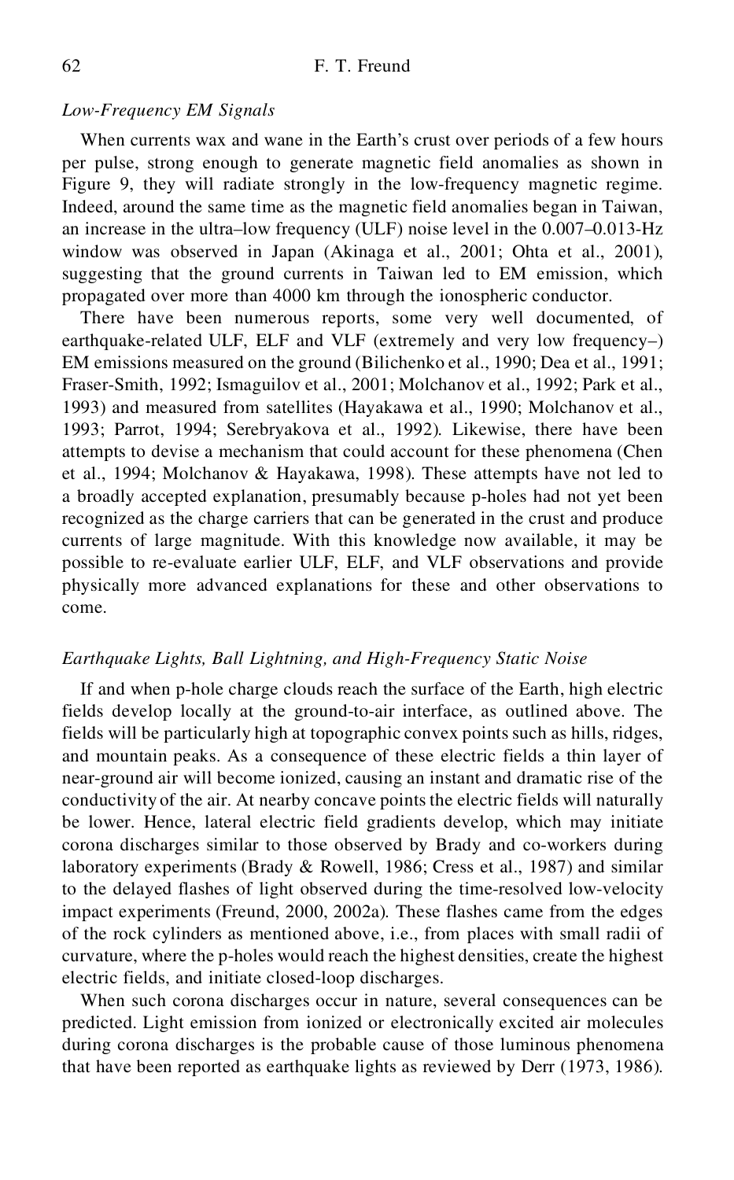### *Low-Frequency EM Signals*

When currents wax and wane in the Earth's crust over periods of a few hours per pulse, strong enough to generate magnetic field anomalies as shown in Figure 9, they will radiate strongly in the low-frequency magnetic regime. Indeed, around the same time as the magnetic field anomalies began in Taiwan, an increase in the ultra–low frequency (ULF) noise level in the 0.007–0.013-Hz window was observed in Japan (Akinaga et al., 2001; Ohta et al., 2001), suggesting that the ground currents in Taiwan led to EM emission, which propagated over more than 4000 km through the ionospheric conductor.

There have been numerous reports, some very well documented, of earthquake-related ULF, ELF and VLF (extremely and very low frequency–) EM emissions measured on the ground (Bilichenko et al., 1990; Dea et al., 1991; Fraser-Smith, 1992; Ismaguilov et al., 2001; Molchanov et al., 1992; Park et al., 1993) and measured from satellites (Hayakawa et al., 1990; Molchanov et al., 1993; Parrot, 1994; Serebryakova et al., 1992). Likewise, there have been attempts to devise a mechanism that could account for these phenomena (Chen et al., 1994; Molchanov & Hayakawa, 1998). These attempts have not led to a broadly accepted explanation, presumably because p-holes had not yet been recognized as the charge carriers that can be generated in the crust and produce currents of large magnitude. With this knowledge now available, it may be possible to re-evaluate earlier ULF, ELF, and VLF observations and provide physically more advanced explanations for these and other observations to come.

### *Earthquake Lights, Ball Lightning, and High-Frequency Static Noise*

If and when p-hole charge clouds reach the surface of the Earth, high electric fields develop locally at the ground-to-air interface, as outlined above. The fields will be particularly high at topographic convex points such as hills, ridges, and mountain peaks. As a consequence of these electric fields a thin layer of near-ground air will become ionized, causing an instant and dramatic rise of the conductivity of the air. At nearby concave points the electric fields will naturally be lower. Hence, lateral electric field gradients develop, which may initiate corona discharges similar to those observed by Brady and co-workers during laboratory experiments (Brady & Rowell, 1986; Cress et al., 1987) and similar to the delayed flashes of light observed during the time-resolved low-velocity impact experiments (Freund, 2000, 2002a). These flashes came from the edges of the rock cylinders as mentioned above, i.e., from places with small radii of curvature, where the p-holes would reach the highest densities, create the highest electric fields, and initiate closed-loop discharges.

When such corona discharges occur in nature, several consequences can be predicted. Light emission from ionized or electronically excited air molecules during corona discharges is the probable cause of those luminous phenomena that have been reported as earthquake lights as reviewed by Derr (1973, 1986).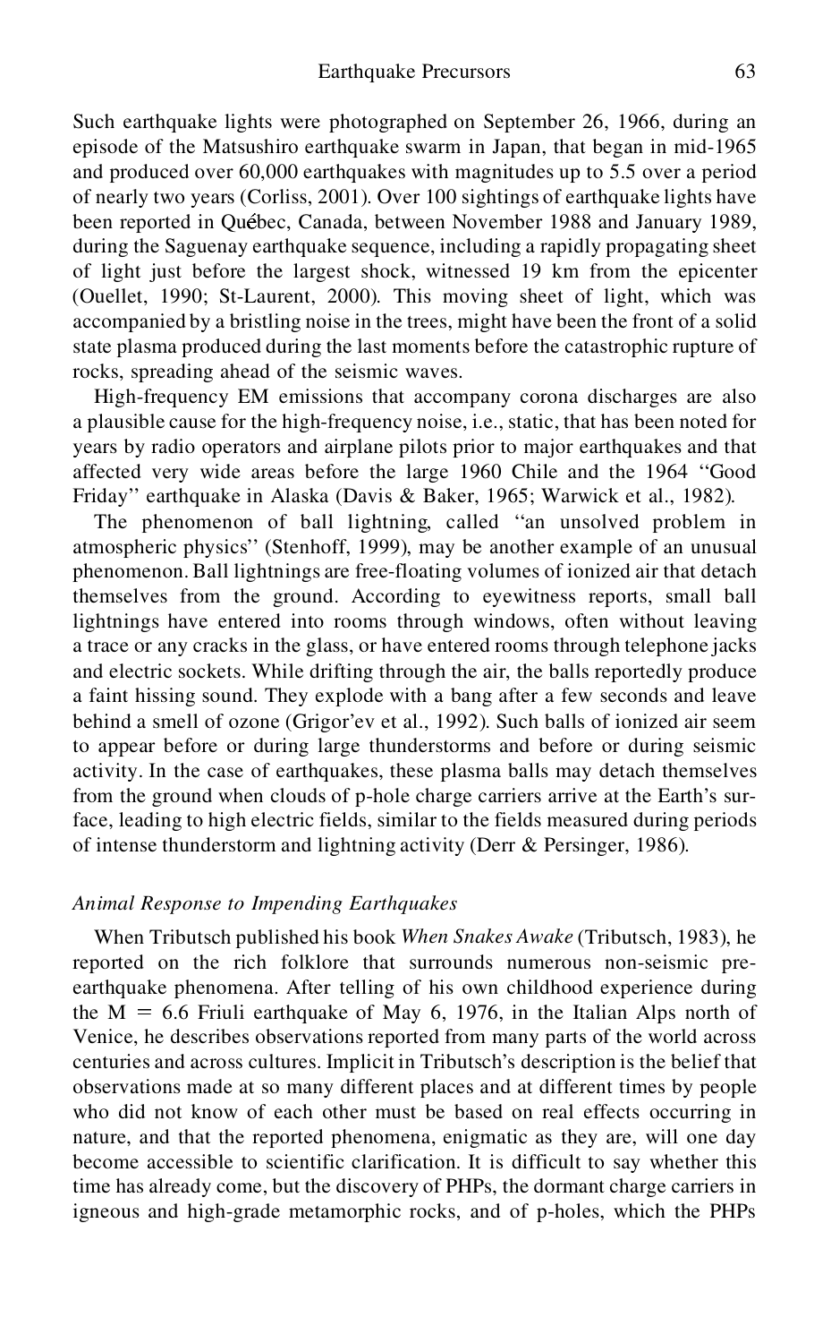Such earthquake lights were photographed on September 26, 1966, during an episode of the Matsushiro earthquake swarm in Japan, that began in mid-1965 and produced over 60,000 earthquakes with magnitudes up to 5.5 over a period of nearly two years (Corliss, 2001). Over 100 sightings of earthquake lights have been reported in Québec, Canada, between November 1988 and January 1989, during the Saguenay earthquake sequence, including a rapidly propagating sheet of light just before the largest shock, witnessed 19 km from the epicenter (Ouellet, 1990; St-Laurent, 2000). This moving sheet of light, which was accompanied by a bristling noise in the trees, might have been the front of a solid state plasma produced during the last moments before the catastrophic rupture of rocks, spreading ahead of the seismic waves.

High-frequency EM emissions that accompany corona discharges are also a plausible cause for the high-frequency noise, i.e., static, that has been noted for years by radio operators and airplane pilots prior to major earthquakes and that affected very wide areas before the large 1960 Chile and the 1964 "Good Friday" earthquake in Alaska (Davis & Baker, 1965; Warwick et al., 1982).

The phenomenon of ball lightning, called "an unsolved problem in atmospheric physics" (Stenhoff, 1999), may be another example of an unusual phenomenon. Ball lightnings are free-floating volumes of ionized air that detach themselves from the ground. According to eyewitness reports, small ball lightnings have entered into rooms through windows, often without leaving a trace or any cracks in the glass, or have entered rooms through telephone jacks and electric sockets. While drifting through the air, the balls reportedly produce a faint hissing sound. They explode with a bang after a few seconds and leave behind a smell of ozone (Grigor'ev et al., 1992). Such balls of ionized air seem to appear before or during large thunderstorms and before or during seismic activity. In the case of earthquakes, these plasma balls may detach themselves from the ground when clouds of p-hole charge carriers arrive at the Earth's surface, leading to high electric fields, similar to the fields measured during periods of intense thunderstorm and lightning activity (Derr & Persinger, 1986).

### *Animal Response to Impending Earthquakes*

When Tributsch published his book *When Snakes Awake* (Tributsch, 1983), he reported on the rich folklore that surrounds numerous non-seismic pre-earthquake phenomena. After telling of his own childhood experience during the $M = 6.6$ Friuli earthquake of May 6, 1976, in the Italian Alps north of Venice, he describes observations reported from many parts of the world across centuries and across cultures. Implicit in Tributsch's description is the belief that observations made at so many different places and at different times by people who did not know of each other must be based on real effects occurring in nature, and that the reported phenomena, enigmatic as they are, will one day become accessible to scientific clarification. It is difficult to say whether this time has already come, but the discovery of PHPs, the dormant charge carriers in igneous and high-grade metamorphic rocks, and of p-holes, which the PHPs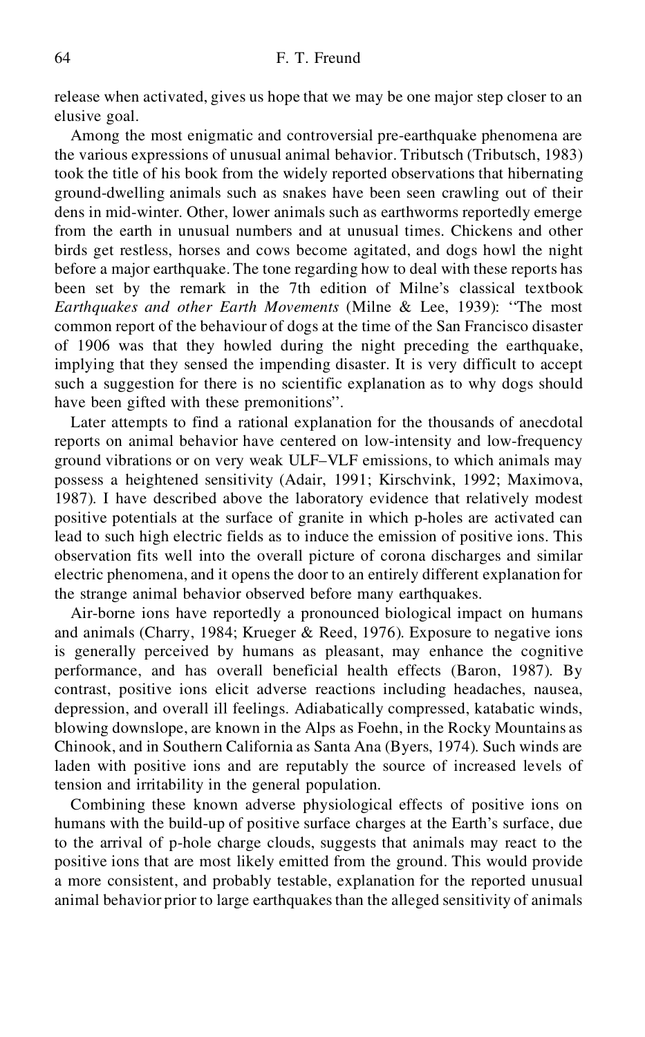release when activated, gives us hope that we may be one major step closer to an elusive goal.

Among the most enigmatic and controversial pre-earthquake phenomena are the various expressions of unusual animal behavior. Tributsch (Tributsch, 1983) took the title of his book from the widely reported observations that hibernating ground-dwelling animals such as snakes have been seen crawling out of their dens in mid-winter. Other, lower animals such as earthworms reportedly emerge from the earth in unusual numbers and at unusual times. Chickens and other birds get restless, horses and cows become agitated, and dogs howl the night before a major earthquake. The tone regarding how to deal with these reports has been set by the remark in the 7th edition of Milne's classical textbook *Earthquakes and other Earth Movements* (Milne & Lee, 1939): ''The most common report of the behaviour of dogs at the time of the San Francisco disaster of 1906 was that they howled during the night preceding the earthquake, implying that they sensed the impending disaster. It is very difficult to accept such a suggestion for there is no scientific explanation as to why dogs should have been gifted with these premonitions''.

Later attempts to find a rational explanation for the thousands of anecdotal reports on animal behavior have centered on low-intensity and low-frequency ground vibrations or on very weak ULF–VLF emissions, to which animals may possess a heightened sensitivity (Adair, 1991; Kirschvink, 1992; Maximova, 1987). I have described above the laboratory evidence that relatively modest positive potentials at the surface of granite in which p-holes are activated can lead to such high electric fields as to induce the emission of positive ions. This observation fits well into the overall picture of corona discharges and similar electric phenomena, and it opens the door to an entirely different explanation for the strange animal behavior observed before many earthquakes.

Air-borne ions have reportedly a pronounced biological impact on humans and animals (Charry, 1984; Krueger & Reed, 1976). Exposure to negative ions is generally perceived by humans as pleasant, may enhance the cognitive performance, and has overall beneficial health effects (Baron, 1987). By contrast, positive ions elicit adverse reactions including headaches, nausea, depression, and overall ill feelings. Adiabatically compressed, katabatic winds, blowing downslope, are known in the Alps as Foehn, in the Rocky Mountains as Chinook, and in Southern California as Santa Ana (Byers, 1974). Such winds are laden with positive ions and are reputably the source of increased levels of tension and irritability in the general population.

Combining these known adverse physiological effects of positive ions on humans with the build-up of positive surface charges at the Earth's surface, due to the arrival of p-hole charge clouds, suggests that animals may react to the positive ions that are most likely emitted from the ground. This would provide a more consistent, and probably testable, explanation for the reported unusual animal behavior prior to large earthquakes than the alleged sensitivity of animals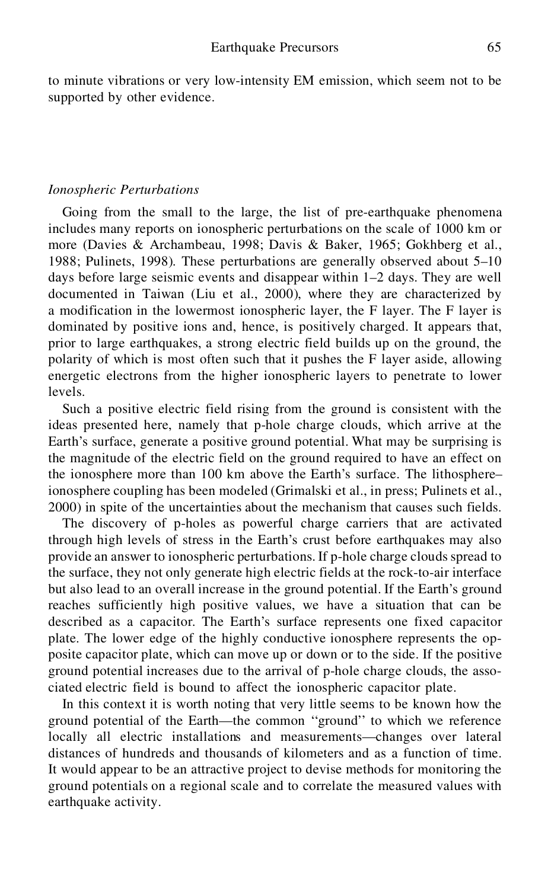to minute vibrations or very low-intensity EM emission, which seem not to be supported by other evidence.

### *Ionospheric Perturbations*

Going from the small to the large, the list of pre-earthquake phenomena includes many reports on ionospheric perturbations on the scale of 1000 km or more (Davies & Archambeau, 1998; Davis & Baker, 1965; Gokhberg et al., 1988; Pulinets, 1998). These perturbations are generally observed about 5–10 days before large seismic events and disappear within 1–2 days. They are well documented in Taiwan (Liu et al., 2000), where they are characterized by a modification in the lowermost ionospheric layer, the F layer. The F layer is dominated by positive ions and, hence, is positively charged. It appears that, prior to large earthquakes, a strong electric field builds up on the ground, the polarity of which is most often such that it pushes the F layer aside, allowing energetic electrons from the higher ionospheric layers to penetrate to lower levels.

Such a positive electric field rising from the ground is consistent with the ideas presented here, namely that p-hole charge clouds, which arrive at the Earth's surface, generate a positive ground potential. What may be surprising is the magnitude of the electric field on the ground required to have an effect on the ionosphere more than 100 km above the Earth's surface. The lithosphere–ionosphere coupling has been modeled (Grimalski et al., in press; Pulinets et al., 2000) in spite of the uncertainties about the mechanism that causes such fields.

The discovery of p-holes as powerful charge carriers that are activated through high levels of stress in the Earth's crust before earthquakes may also provide an answer to ionospheric perturbations. If p-hole charge clouds spread to the surface, they not only generate high electric fields at the rock-to-air interface but also lead to an overall increase in the ground potential. If the Earth's ground reaches sufficiently high positive values, we have a situation that can be described as a capacitor. The Earth's surface represents one fixed capacitor plate. The lower edge of the highly conductive ionosphere represents the opposite capacitor plate, which can move up or down or to the side. If the positive ground potential increases due to the arrival of p-hole charge clouds, the associated electric field is bound to affect the ionospheric capacitor plate.

In this context it is worth noting that very little seems to be known how the ground potential of the Earth—the common "ground" to which we reference locally all electric installations and measurements—changes over lateral distances of hundreds and thousands of kilometers and as a function of time. It would appear to be an attractive project to devise methods for monitoring the ground potentials on a regional scale and to correlate the measured values with earthquake activity.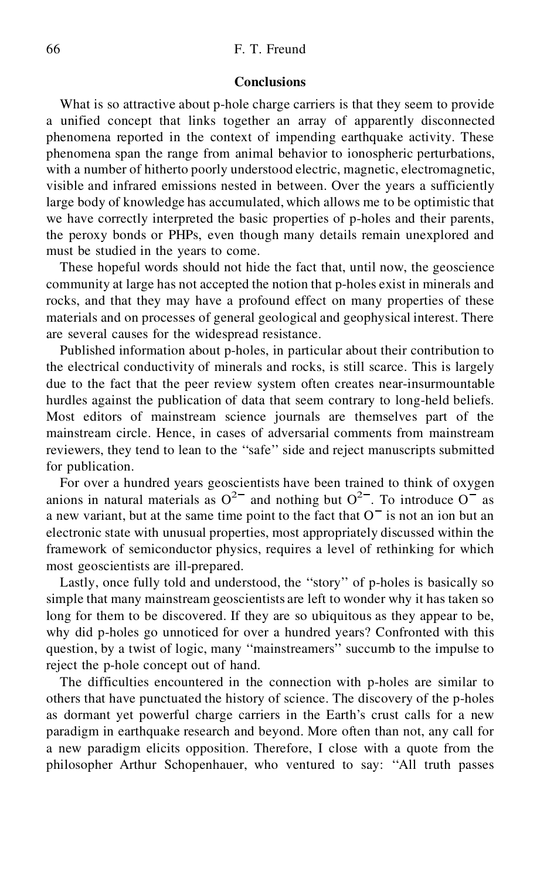## Conclusions

What is so attractive about p-hole charge carriers is that they seem to provide a unified concept that links together an array of apparently disconnected phenomena reported in the context of impending earthquake activity. These phenomena span the range from animal behavior to ionospheric perturbations, with a number of hitherto poorly understood electric, magnetic, electromagnetic, visible and infrared emissions nested in between. Over the years a sufficiently large body of knowledge has accumulated, which allows me to be optimistic that we have correctly interpreted the basic properties of p-holes and their parents, the peroxy bonds or PHPs, even though many details remain unexplored and must be studied in the years to come.

These hopeful words should not hide the fact that, until now, the geoscience community at large has not accepted the notion that p-holes exist in minerals and rocks, and that they may have a profound effect on many properties of these materials and on processes of general geological and geophysical interest. There are several causes for the widespread resistance.

Published information about p-holes, in particular about their contribution to the electrical conductivity of minerals and rocks, is still scarce. This is largely due to the fact that the peer review system often creates near-insurmountable hurdles against the publication of data that seem contrary to long-held beliefs. Most editors of mainstream science journals are themselves part of the mainstream circle. Hence, in cases of adversarial comments from mainstream reviewers, they tend to lean to the ''safe'' side and reject manuscripts submitted for publication.

For over a hundred years geoscientists have been trained to think of oxygen anions in natural materials as $O^{2-}$ and nothing but $O^{2-}$. To introduce $O^{-}$ as a new variant, but at the same time point to the fact that $O^{-}$ is not an ion but an electronic state with unusual properties, most appropriately discussed within the framework of semiconductor physics, requires a level of rethinking for which most geoscientists are ill-prepared.

Lastly, once fully told and understood, the ''story'' of p-holes is basically so simple that many mainstream geoscientists are left to wonder why it has taken so long for them to be discovered. If they are so ubiquitous as they appear to be, why did p-holes go unnoticed for over a hundred years? Confronted with this question, by a twist of logic, many ''mainstreamers'' succumb to the impulse to reject the p-hole concept out of hand.

The difficulties encountered in the connection with p-holes are similar to others that have punctuated the history of science. The discovery of the p-holes as dormant yet powerful charge carriers in the Earth's crust calls for a new paradigm in earthquake research and beyond. More often than not, any call for a new paradigm elicits opposition. Therefore, I close with a quote from the philosopher Arthur Schopenhauer, who ventured to say: ''All truth passes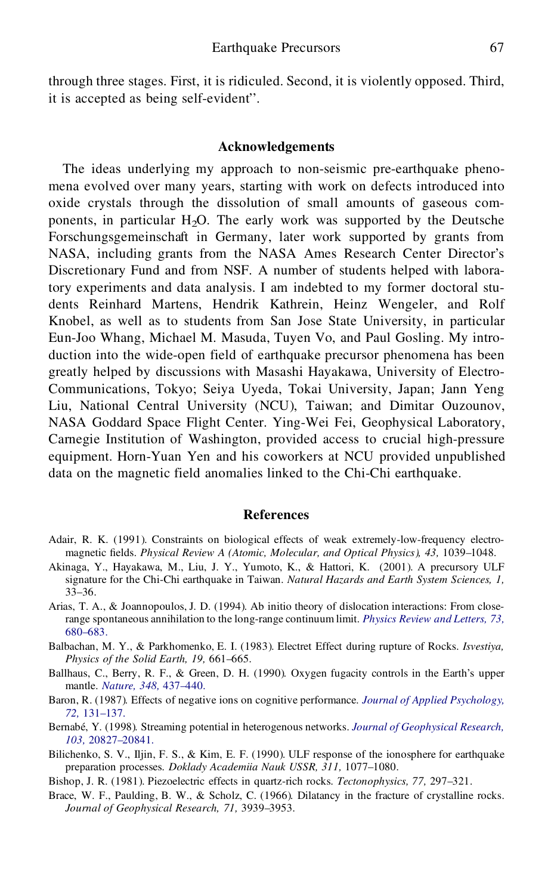through three stages. First, it is ridiculed. Second, it is violently opposed. Third, it is accepted as being self-evident''.

## Acknowledgements

The ideas underlying my approach to non-seismic pre-earthquake phenomena evolved over many years, starting with work on defects introduced into oxide crystals through the dissolution of small amounts of gaseous components, in particular $H_2O$. The early work was supported by the Deutsche Forschungsgemeinschaft in Germany, later work supported by grants from NASA, including grants from the NASA Ames Research Center Director's Discretionary Fund and from NSF. A number of students helped with laboratory experiments and data analysis. I am indebted to my former doctoral students Reinhard Martens, Hendrik Kathrein, Heinz Wengeler, and Rolf Knobel, as well as to students from San Jose State University, in particular Eun-Joo Whang, Michael M. Masuda, Tuyen Vo, and Paul Gosling. My introduction into the wide-open field of earthquake precursor phenomena has been greatly helped by discussions with Masashi Hayakawa, University of Electro-Communications, Tokyo; Seiya Uyeda, Tokai University, Japan; Jann Yeng Liu, National Central University (NCU), Taiwan; and Dimitar Ouzounov, NASA Goddard Space Flight Center. Ying-Wei Fei, Geophysical Laboratory, Carnegie Institution of Washington, provided access to crucial high-pressure equipment. Horn-Yuan Yen and his coworkers at NCU provided unpublished data on the magnetic field anomalies linked to the Chi-Chi earthquake.

## References

Adair, R. K. (1991). Constraints on biological effects of weak extremely-low-frequency electromagnetic fields. *Physical Review A (Atomic, Molecular, and Optical Physics), 43,* 1039–1048.

Akinaga, Y., Hayakawa, M., Liu, J. Y., Yumoto, K., & Hattori, K. (2001). A precursory ULF signature for the Chi-Chi earthquake in Taiwan. *Natural Hazards and Earth System Sciences, 1,* 33–36.

Arias, T. A., & Joannopoulos, J. D. (1994). Ab initio theory of dislocation interactions: From close-range spontaneous annihilation to the long-range continuum limit. *Physics Review and Letters, 73,* 680–683.

Balbachan, M. Y., & Parkhomenko, E. I. (1983). Electret Effect during rupture of Rocks. *Isvestiya, Physics of the Solid Earth, 19,* 661–665.

Ballhaus, C., Berry, R. F., & Green, D. H. (1990). Oxygen fugacity controls in the Earth's upper mantle. *Nature, 348,* 437–440.

Baron, R. (1987). Effects of negative ions on cognitive performance. *Journal of Applied Psychology, 72,* 131–137.

Bernabé, Y. (1998). Streaming potential in heterogenous networks. *Journal of Geophysical Research, 103,* 20827–20841.

Bilichenko, S. V., Iljin, F. S., & Kim, E. F. (1990). ULF response of the ionosphere for earthquake preparation processes. *Doklady Academiia Nauk USSR, 311,* 1077–1080.

Bishop, J. R. (1981). Piezoelectric effects in quartz-rich rocks. *Tectonophysics, 77,* 297–321.

Brace, W. F., Paulding, B. W., & Scholz, C. (1966). Dilatancy in the fracture of crystalline rocks. *Journal of Geophysical Research, 71,* 3939–3953.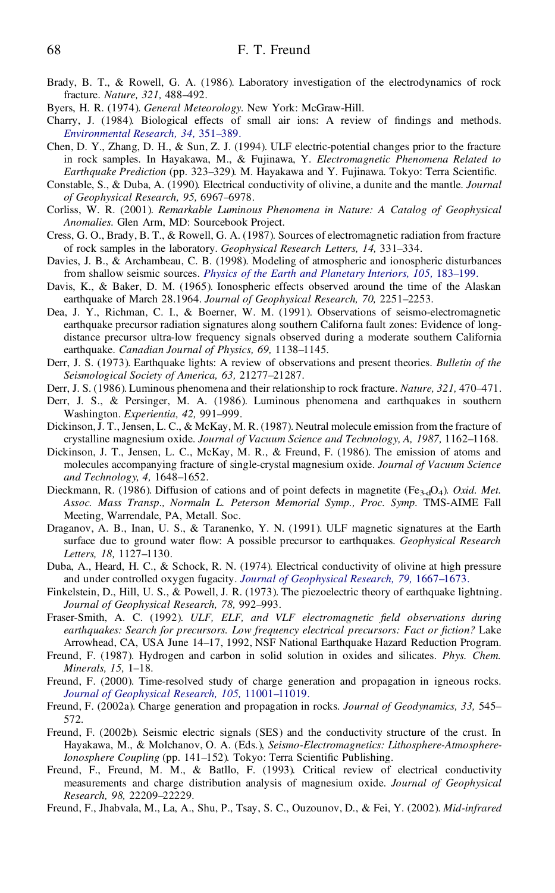Brady, B. T., & Rowell, G. A. (1986). Laboratory investigation of the electrodynamics of rock fracture. *Nature, 321,* 488–492.

Byers, H. R. (1974). *General Meteorology.* New York: McGraw-Hill.

Charry, J. (1984). Biological effects of small air ions: A review of findings and methods. *Environmental Research, 34,* 351–389.

Chen, D. Y., Zhang, D. H., & Sun, Z. J. (1994). ULF electric-potential changes prior to the fracture in rock samples. In Hayakawa, M., & Fujinawa, Y. *Electromagnetic Phenomena Related to Earthquake Prediction* (pp. 323–329). M. Hayakawa and Y. Fujinawa. Tokyo: Terra Scientific.

Constable, S., & Duba, A. (1990). Electrical conductivity of olivine, a dunite and the mantle. *Journal of Geophysical Research, 95,* 6967–6978.

Corliss, W. R. (2001). *Remarkable Luminous Phenomena in Nature: A Catalog of Geophysical Anomalies.* Glen Arm, MD: Sourcebook Project.

Cress, G. O., Brady, B. T., & Rowell, G. A. (1987). Sources of electromagnetic radiation from fracture of rock samples in the laboratory. *Geophysical Research Letters, 14,* 331–334.

Davies, J. B., & Archambeau, C. B. (1998). Modeling of atmospheric and ionospheric disturbances from shallow seismic sources. *Physics of the Earth and Planetary Interiors, 105,* 183–199.

Davis, K., & Baker, D. M. (1965). Ionospheric effects observed around the time of the Alaskan earthquake of March 28.1964. *Journal of Geophysical Research, 70,* 2251–2253.

Dea, J. Y., Richman, C. I., & Boerner, W. M. (1991). Observations of seismo-electromagnetic earthquake precursor radiation signatures along southern Californa fault zones: Evidence of long-distance precursor ultra-low frequency signals observed during a moderate southern California earthquake. *Canadian Journal of Physics, 69,* 1138–1145.

Derr, J. S. (1973). Earthquake lights: A review of observations and present theories. *Bulletin of the Seismological Society of America, 63,* 21277–21287.

Derr, J. S. (1986). Luminous phenomena and their relationship to rock fracture. *Nature, 321,* 470–471.

Derr, J. S., & Persinger, M. A. (1986). Luminous phenomena and earthquakes in southern Washington. *Experientia, 42,* 991–999.

Dickinson, J. T., Jensen, L. C., & McKay, M. R. (1987). Neutral molecule emission from the fracture of crystalline magnesium oxide. *Journal of Vacuum Science and Technology, A, 1987,* 1162–1168.

Dickinson, J. T., Jensen, L. C., McKay, M. R., & Freund, F. (1986). The emission of atoms and molecules accompanying fracture of single-crystal magnesium oxide. *Journal of Vacuum Science and Technology, 4,* 1648–1652.

Dieckmann, R. (1986). Diffusion of cations and of point defects in magnetite ($Fe_{3\text{-}d}O_4$). *Oxid. Met. Assoc. Mass Transp., Normaln L. Peterson Memorial Symp., Proc. Symp.* TMS-AIME Fall Meeting, Warrendale, PA, Metall. Soc.

Draganov, A. B., Inan, U. S., & Taranenko, Y. N. (1991). ULF magnetic signatures at the Earth surface due to ground water flow: A possible precursor to earthquakes. *Geophysical Research Letters, 18,* 1127–1130.

Duba, A., Heard, H. C., & Schock, R. N. (1974). Electrical conductivity of olivine at high pressure and under controlled oxygen fugacity. *Journal of Geophysical Research, 79,* 1667–1673.

Finkelstein, D., Hill, U. S., & Powell, J. R. (1973). The piezoelectric theory of earthquake lightning. *Journal of Geophysical Research, 78,* 992–993.

Fraser-Smith, A. C. (1992). *ULF, ELF, and VLF electromagnetic field observations during earthquakes: Search for precursors. Low frequency electrical precursors: Fact or fiction?* Lake Arrowhead, CA, USA June 14–17, 1992, NSF National Earthquake Hazard Reduction Program.

Freund, F. (1987). Hydrogen and carbon in solid solution in oxides and silicates. *Phys. Chem. Minerals, 15,* 1–18.

Freund, F. (2000). Time-resolved study of charge generation and propagation in igneous rocks. *Journal of Geophysical Research, 105,* 11001–11019.

Freund, F. (2002a). Charge generation and propagation in rocks. *Journal of Geodynamics, 33,* 545–572.

Freund, F. (2002b). Seismic electric signals (SES) and the conductivity structure of the crust. In Hayakawa, M., & Molchanov, O. A. (Eds.), *Seismo-Electromagnetics: Lithosphere-Atmosphere-Ionosphere Coupling* (pp. 141–152). Tokyo: Terra Scientific Publishing.

Freund, F., Freund, M. M., & Batllo, F. (1993). Critical review of electrical conductivity measurements and charge distribution analysis of magnesium oxide. *Journal of Geophysical Research, 98,* 22209–22229.

Freund, F., Jhabvala, M., La, A., Shu, P., Tsay, S. C., Ouzounov, D., & Fei, Y. (2002). *Mid-infrared*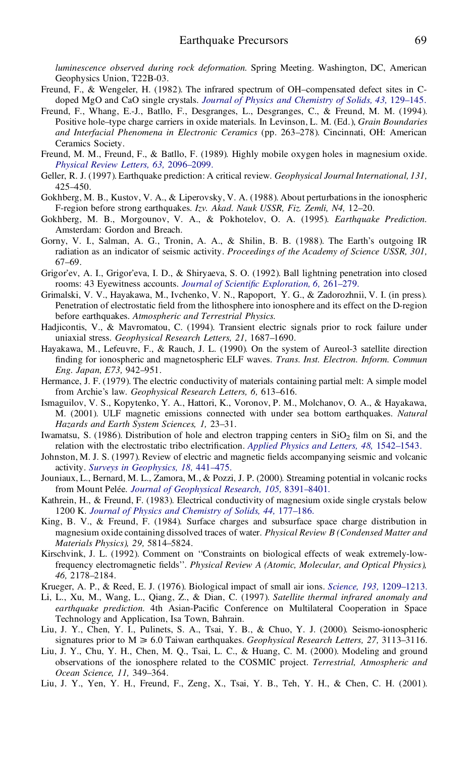*luminescence observed during rock deformation.* Spring Meeting. Washington, DC, American Geophysics Union, T22B-03.

Freund, F., & Wengeler, H. (1982). The infrared spectrum of OH–compensated defect sites in C-doped MgO and CaO single crystals. *Journal of Physics and Chemistry of Solids, 43,* 129–145.

Freund, F., Whang, E.-J., Batllo, F., Desgranges, L., Desgranges, C., & Freund, M. M. (1994). Positive hole–type charge carriers in oxide materials. In Levinson, L. M. (Ed.), *Grain Boundaries and Interfacial Phenomena in Electronic Ceramics* (pp. 263–278). Cincinnati, OH: American Ceramics Society.

Freund, M. M., Freund, F., & Batllo, F. (1989). Highly mobile oxygen holes in magnesium oxide. *Physical Review Letters, 63,* 2096–2099.

Geller, R. J. (1997). Earthquake prediction: A critical review. *Geophysical Journal International, 131,* 425–450.

Gokhberg, M. B., Kustov, V. A., & Liperovsky, V. A. (1988). About perturbations in the ionospheric F-region before strong earthquakes. *Izv. Akad. Nauk USSR, Fiz. Zemli, N4,* 12–20.

Gokhberg, M. B., Morgounov, V. A., & Pokhotelov, O. A. (1995). *Earthquake Prediction.* Amsterdam: Gordon and Breach.

Gorny, V. I., Salman, A. G., Tronin, A. A., & Shilin, B. B. (1988). The Earth's outgoing IR radiation as an indicator of seismic activity. *Proceedings of the Academy of Science USSR, 301,* 67–69.

Grigor'ev, A. I., Grigor'eva, I. D., & Shiryaeva, S. O. (1992). Ball lightning penetration into closed rooms: 43 Eyewitness accounts. *Journal of Scientific Exploration, 6,* 261–279.

Grimalski, V. V., Hayakawa, M., Ivchenko, V. N., Rapoport, Y. G., & Zadorozhnii, V. I. (in press). Penetration of electrostatic field from the lithosphere into ionosphere and its effect on the D-region before earthquakes. *Atmospheric and Terrestrial Physics.*

Hadjicontis, V., & Mavromatou, C. (1994). Transient electric signals prior to rock failure under uniaxial stress. *Geophysical Research Letters, 21,* 1687–1690.

Hayakawa, M., Lefeuvre, F., & Rauch, J. L. (1990). On the system of Aureol-3 satellite direction finding for ionospheric and magnetospheric ELF waves. *Trans. Inst. Electron. Inform. Commun Eng. Japan, E73,* 942–951.

Hermance, J. F. (1979). The electric conductivity of materials containing partial melt: A simple model from Archie's law. *Geophysical Research Letters, 6,* 613–616.

Ismaguilov, V. S., Kopytenko, Y. A., Hattori, K., Voronov, P. M., Molchanov, O. A., & Hayakawa, M. (2001). ULF magnetic emissions connected with under sea bottom earthquakes. *Natural Hazards and Earth System Sciences, 1,* 23–31.

Iwamatsu, S. (1986). Distribution of hole and electron trapping centers in $SiO_2$ film on Si, and the relation with the electrostatic tribo electrification. *Applied Physics and Letters, 48,* 1542–1543.

Johnston, M. J. S. (1997). Review of electric and magnetic fields accompanying seismic and volcanic activity. *Surveys in Geophysics, 18,* 441–475.

Jouniaux, L., Bernard, M. L., Zamora, M., & Pozzi, J. P. (2000). Streaming potential in volcanic rocks from Mount Pelée. *Journal of Geophysical Research, 105,* 8391–8401.

Kathrein, H., & Freund, F. (1983). Electrical conductivity of magnesium oxide single crystals below 1200 K. *Journal of Physics and Chemistry of Solids, 44,* 177–186.

King, B. V., & Freund, F. (1984). Surface charges and subsurface space charge distribution in magnesium oxide containing dissolved traces of water. *Physical Review B (Condensed Matter and Materials Physics), 29,* 5814–5824.

Kirschvink, J. L. (1992). Comment on "Constraints on biological effects of weak extremely-low-frequency electromagnetic fields". *Physical Review A (Atomic, Molecular, and Optical Physics), 46,* 2178–2184.

Krueger, A. P., & Reed, E. J. (1976). Biological impact of small air ions. *Science, 193,* 1209–1213.

Li, L., Xu, M., Wang, L., Qiang, Z., & Dian, C. (1997). *Satellite thermal infrared anomaly and earthquake prediction.* 4th Asian-Pacific Conference on Multilateral Cooperation in Space Technology and Application, Isa Town, Bahrain.

Liu, J. Y., Chen, Y. I., Pulinets, S. A., Tsai, Y. B., & Chuo, Y. J. (2000). Seismo-ionospheric signatures prior to $M \geqslant 6.0$ Taiwan earthquakes. *Geophysical Research Letters, 27,* 3113–3116.

Liu, J. Y., Chu, Y. H., Chen, M. Q., Tsai, L. C., & Huang, C. M. (2000). Modeling and ground observations of the ionosphere related to the COSMIC project. *Terrestrial, Atmospheric and Ocean Science, 11,* 349–364.

Liu, J. Y., Yen, Y. H., Freund, F., Zeng, X., Tsai, Y. B., Teh, Y. H., & Chen, C. H. (2001).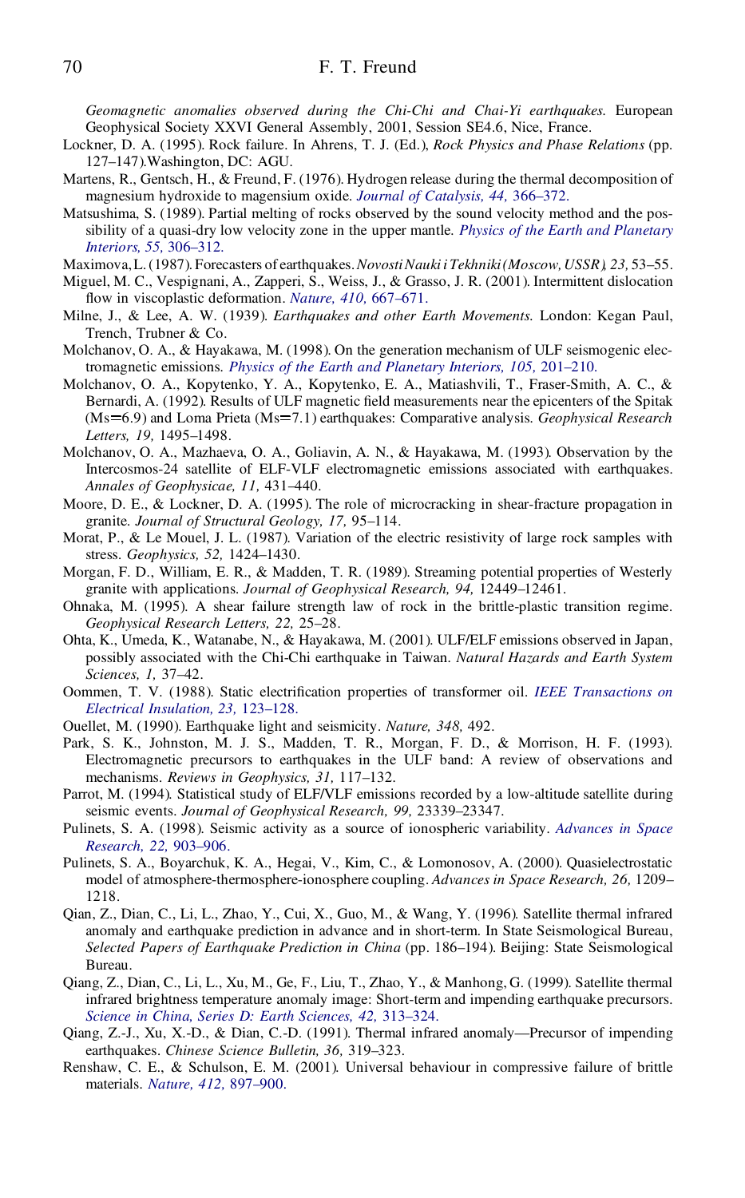*Geomagnetic anomalies observed during the Chi-Chi and Chai-Yi earthquakes.* European Geophysical Society XXVI General Assembly, 2001, Session SE4.6, Nice, France.

Lockner, D. A. (1995). Rock failure. In Ahrens, T. J. (Ed.), *Rock Physics and Phase Relations* (pp. 127–147).Washington, DC: AGU.

Martens, R., Gentsch, H., & Freund, F. (1976). Hydrogen release during the thermal decomposition of magnesium hydroxide to magnesium oxide. *Journal of Catalysis, 44,* 366–372.

Matsushima, S. (1989). Partial melting of rocks observed by the sound velocity method and the possibility of a quasi-dry low velocity zone in the upper mantle. *Physics of the Earth and Planetary Interiors, 55,* 306–312.

Maximova, L. (1987). Forecasters of earthquakes. *Novosti Nauki i Tekhniki (Moscow, USSR), 23,* 53–55.

Miguel, M. C., Vespignani, A., Zapperi, S., Weiss, J., & Grasso, J. R. (2001). Intermittent dislocation flow in viscoplastic deformation. *Nature, 410,* 667–671.

Milne, J., & Lee, A. W. (1939). *Earthquakes and other Earth Movements.* London: Kegan Paul, Trench, Trubner & Co.

Molchanov, O. A., & Hayakawa, M. (1998). On the generation mechanism of ULF seismogenic electromagnetic emissions. *Physics of the Earth and Planetary Interiors, 105,* 201–210.

Molchanov, O. A., Kopytenko, Y. A., Kopytenko, E. A., Matiashvili, T., Fraser-Smith, A. C., & Bernardi, A. (1992). Results of ULF magnetic field measurements near the epicenters of the Spitak (Ms=6.9) and Loma Prieta (Ms=7.1) earthquakes: Comparative analysis. *Geophysical Research Letters, 19,* 1495–1498.

Molchanov, O. A., Mazhaeva, O. A., Goliavin, A. N., & Hayakawa, M. (1993). Observation by the Intercosmos-24 satellite of ELF-VLF electromagnetic emissions associated with earthquakes. *Annales of Geophysicae, 11,* 431–440.

Moore, D. E., & Lockner, D. A. (1995). The role of microcracking in shear-fracture propagation in granite. *Journal of Structural Geology, 17,* 95–114.

Morat, P., & Le Mouel, J. L. (1987). Variation of the electric resistivity of large rock samples with stress. *Geophysics, 52,* 1424–1430.

Morgan, F. D., William, E. R., & Madden, T. R. (1989). Streaming potential properties of Westerly granite with applications. *Journal of Geophysical Research, 94,* 12449–12461.

Ohnaka, M. (1995). A shear failure strength law of rock in the brittle-plastic transition regime. *Geophysical Research Letters, 22,* 25–28.

Ohta, K., Umeda, K., Watanabe, N., & Hayakawa, M. (2001). ULF/ELF emissions observed in Japan, possibly associated with the Chi-Chi earthquake in Taiwan. *Natural Hazards and Earth System Sciences, 1,* 37–42.

Oommen, T. V. (1988). Static electrification properties of transformer oil. *IEEE Transactions on Electrical Insulation, 23,* 123–128.

Ouellet, M. (1990). Earthquake light and seismicity. *Nature, 348,* 492.

Park, S. K., Johnston, M. J. S., Madden, T. R., Morgan, F. D., & Morrison, H. F. (1993). Electromagnetic precursors to earthquakes in the ULF band: A review of observations and mechanisms. *Reviews in Geophysics, 31,* 117–132.

Parrot, M. (1994). Statistical study of ELF/VLF emissions recorded by a low-altitude satellite during seismic events. *Journal of Geophysical Research, 99,* 23339–23347.

Pulinets, S. A. (1998). Seismic activity as a source of ionospheric variability. *Advances in Space Research, 22,* 903–906.

Pulinets, S. A., Boyarchuk, K. A., Hegai, V., Kim, C., & Lomonosov, A. (2000). Quasielectrostatic model of atmosphere-thermosphere-ionosphere coupling. *Advances in Space Research, 26,* 1209–1218.

Qian, Z., Dian, C., Li, L., Zhao, Y., Cui, X., Guo, M., & Wang, Y. (1996). Satellite thermal infrared anomaly and earthquake prediction in advance and in short-term. In State Seismological Bureau, *Selected Papers of Earthquake Prediction in China* (pp. 186–194). Beijing: State Seismological Bureau.

Qiang, Z., Dian, C., Li, L., Xu, M., Ge, F., Liu, T., Zhao, Y., & Manhong, G. (1999). Satellite thermal infrared brightness temperature anomaly image: Short-term and impending earthquake precursors. *Science in China, Series D: Earth Sciences, 42,* 313–324.

Qiang, Z.-J., Xu, X.-D., & Dian, C.-D. (1991). Thermal infrared anomaly—Precursor of impending earthquakes. *Chinese Science Bulletin, 36,* 319–323.

Renshaw, C. E., & Schulson, E. M. (2001). Universal behaviour in compressive failure of brittle materials. *Nature, 412,* 897–900.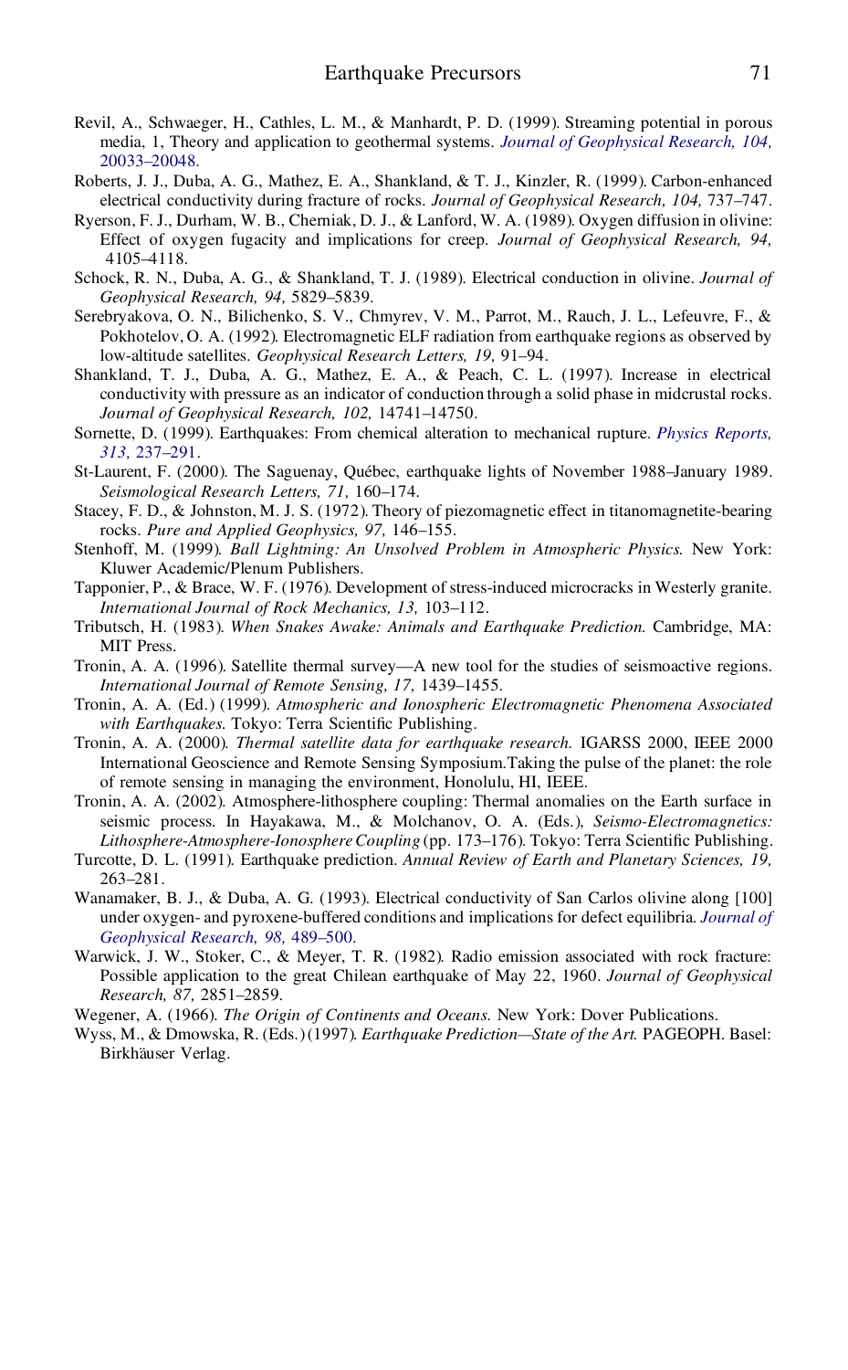Revil, A., Schwaeger, H., Cathles, L. M., & Manhardt, P. D. (1999). Streaming potential in porous media, 1, Theory and application to geothermal systems. *Journal of Geophysical Research, 104,* 20033–20048.

Roberts, J. J., Duba, A. G., Mathez, E. A., Shankland, & T. J., Kinzler, R. (1999). Carbon-enhanced electrical conductivity during fracture of rocks. *Journal of Geophysical Research, 104,* 737–747.

Ryerson, F. J., Durham, W. B., Cherniak, D. J., & Lanford, W. A. (1989). Oxygen diffusion in olivine: Effect of oxygen fugacity and implications for creep. *Journal of Geophysical Research, 94,* 4105–4118.

Schock, R. N., Duba, A. G., & Shankland, T. J. (1989). Electrical conduction in olivine. *Journal of Geophysical Research, 94,* 5829–5839.

Serebryakova, O. N., Bilichenko, S. V., Chmyrev, V. M., Parrot, M., Rauch, J. L., Lefeuvre, F., & Pokhotelov, O. A. (1992). Electromagnetic ELF radiation from earthquake regions as observed by low-altitude satellites. *Geophysical Research Letters, 19,* 91–94.

Shankland, T. J., Duba, A. G., Mathez, E. A., & Peach, C. L. (1997). Increase in electrical conductivity with pressure as an indicator of conduction through a solid phase in midcrustal rocks. *Journal of Geophysical Research, 102,* 14741–14750.

Sornette, D. (1999). Earthquakes: From chemical alteration to mechanical rupture. *Physics Reports, 313,* 237–291.

St-Laurent, F. (2000). The Saguenay, Québec, earthquake lights of November 1988–January 1989. *Seismological Research Letters, 71,* 160–174.

Stacey, F. D., & Johnston, M. J. S. (1972). Theory of piezomagnetic effect in titanomagnetite-bearing rocks. *Pure and Applied Geophysics, 97,* 146–155.

Stenhoff, M. (1999). *Ball Lightning: An Unsolved Problem in Atmospheric Physics.* New York: Kluwer Academic/Plenum Publishers.

Tapponier, P., & Brace, W. F. (1976). Development of stress-induced microcracks in Westerly granite. *International Journal of Rock Mechanics, 13,* 103–112.

Tributsch, H. (1983). *When Snakes Awake: Animals and Earthquake Prediction.* Cambridge, MA: MIT Press.

Tronin, A. A. (1996). Satellite thermal survey—A new tool for the studies of seismoactive regions. *International Journal of Remote Sensing, 17,* 1439–1455.

Tronin, A. A. (Ed.) (1999). *Atmospheric and Ionospheric Electromagnetic Phenomena Associated with Earthquakes.* Tokyo: Terra Scientific Publishing.

Tronin, A. A. (2000). *Thermal satellite data for earthquake research.* IGARSS 2000, IEEE 2000 International Geoscience and Remote Sensing Symposium.Taking the pulse of the planet: the role of remote sensing in managing the environment, Honolulu, HI, IEEE.

Tronin, A. A. (2002). Atmosphere-lithosphere coupling: Thermal anomalies on the Earth surface in seismic process. In Hayakawa, M., & Molchanov, O. A. (Eds.), *Seismo-Electromagnetics: Lithosphere-Atmosphere-Ionosphere Coupling* (pp. 173–176). Tokyo: Terra Scientific Publishing.

Turcotte, D. L. (1991). Earthquake prediction. *Annual Review of Earth and Planetary Sciences, 19,* 263–281.

Wanamaker, B. J., & Duba, A. G. (1993). Electrical conductivity of San Carlos olivine along [100] under oxygen- and pyroxene-buffered conditions and implications for defect equilibria. *Journal of Geophysical Research, 98,* 489–500.

Warwick, J. W., Stoker, C., & Meyer, T. R. (1982). Radio emission associated with rock fracture: Possible application to the great Chilean earthquake of May 22, 1960. *Journal of Geophysical Research, 87,* 2851–2859.

Wegener, A. (1966). *The Origin of Continents and Oceans.* New York: Dover Publications.

Wyss, M., & Dmowska, R. (Eds.) (1997). *Earthquake Prediction—State of the Art.* PAGEOPH. Basel: Birkhäuser Verlag.